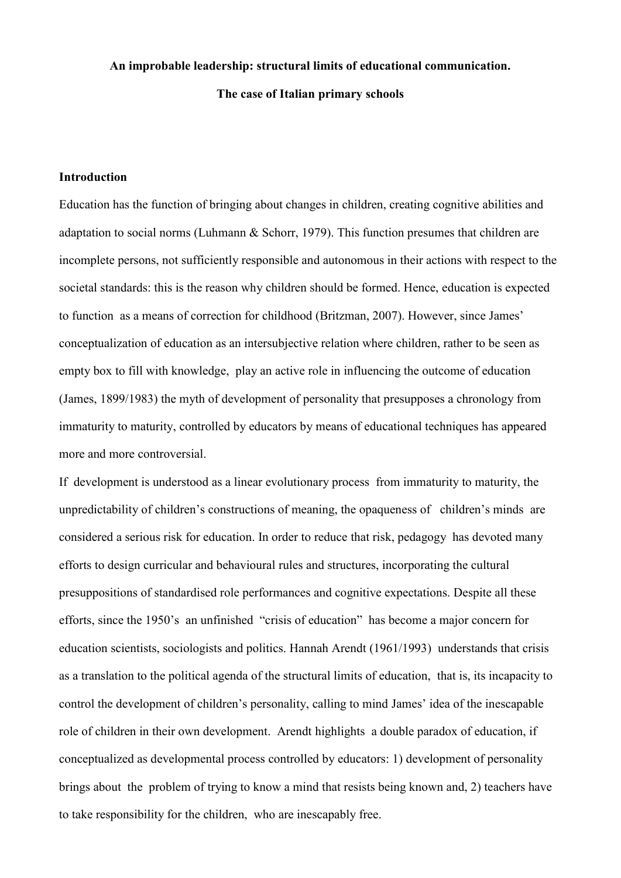**An improbable leadership: structural limits of educational communication.**

**The case of Italian primary schools**

## Introduction

Education has the function of bringing about changes in children, creating cognitive abilities and adaptation to social norms (Luhmann & Schorr, 1979). This function presumes that children are incomplete persons, not sufficiently responsible and autonomous in their actions with respect to the societal standards: this is the reason why children should be formed. Hence, education is expected to function as a means of correction for childhood (Britzman, 2007). However, since James' conceptualization of education as an intersubjective relation where children, rather to be seen as empty box to fill with knowledge, play an active role in influencing the outcome of education (James, 1899/1983) the myth of development of personality that presupposes a chronology from immaturity to maturity, controlled by educators by means of educational techniques has appeared more and more controversial.

If development is understood as a linear evolutionary process from immaturity to maturity, the unpredictability of children's constructions of meaning, the opaqueness of children's minds are considered a serious risk for education. In order to reduce that risk, pedagogy has devoted many efforts to design curricular and behavioural rules and structures, incorporating the cultural presuppositions of standardised role performances and cognitive expectations. Despite all these efforts, since the 1950's an unfinished "crisis of education" has become a major concern for education scientists, sociologists and politics. Hannah Arendt (1961/1993) understands that crisis as a translation to the political agenda of the structural limits of education, that is, its incapacity to control the development of children's personality, calling to mind James' idea of the inescapable role of children in their own development. Arendt highlights a double paradox of education, if conceptualized as developmental process controlled by educators: 1) development of personality brings about the problem of trying to know a mind that resists being known and, 2) teachers have to take responsibility for the children, who are inescapably free.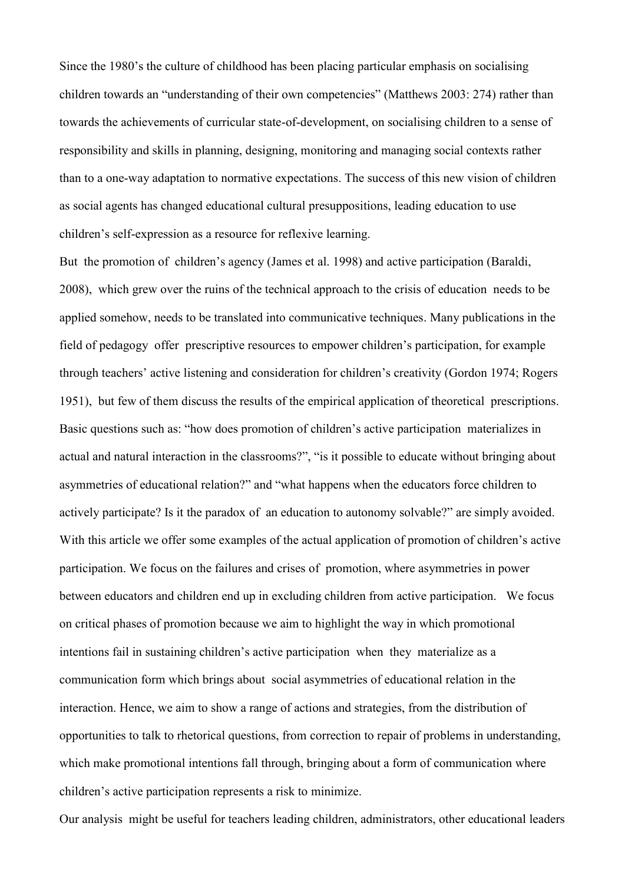Since the 1980's the culture of childhood has been placing particular emphasis on socialising children towards an "understanding of their own competencies" (Matthews 2003: 274) rather than towards the achievements of curricular state-of-development, on socialising children to a sense of responsibility and skills in planning, designing, monitoring and managing social contexts rather than to a one-way adaptation to normative expectations. The success of this new vision of children as social agents has changed educational cultural presuppositions, leading education to use children's self-expression as a resource for reflexive learning.

But the promotion of children's agency (James et al. 1998) and active participation (Baraldi, 2008), which grew over the ruins of the technical approach to the crisis of education needs to be applied somehow, needs to be translated into communicative techniques. Many publications in the field of pedagogy offer prescriptive resources to empower children's participation, for example through teachers' active listening and consideration for children's creativity (Gordon 1974; Rogers 1951), but few of them discuss the results of the empirical application of theoretical prescriptions. Basic questions such as: "how does promotion of children's active participation materializes in actual and natural interaction in the classrooms?", "is it possible to educate without bringing about asymmetries of educational relation?" and "what happens when the educators force children to actively participate? Is it the paradox of an education to autonomy solvable?" are simply avoided. With this article we offer some examples of the actual application of promotion of children's active participation. We focus on the failures and crises of promotion, where asymmetries in power between educators and children end up in excluding children from active participation. We focus on critical phases of promotion because we aim to highlight the way in which promotional intentions fail in sustaining children's active participation when they materialize as a communication form which brings about social asymmetries of educational relation in the interaction. Hence, we aim to show a range of actions and strategies, from the distribution of opportunities to talk to rhetorical questions, from correction to repair of problems in understanding, which make promotional intentions fall through, bringing about a form of communication where children's active participation represents a risk to minimize.

Our analysis might be useful for teachers leading children, administrators, other educational leaders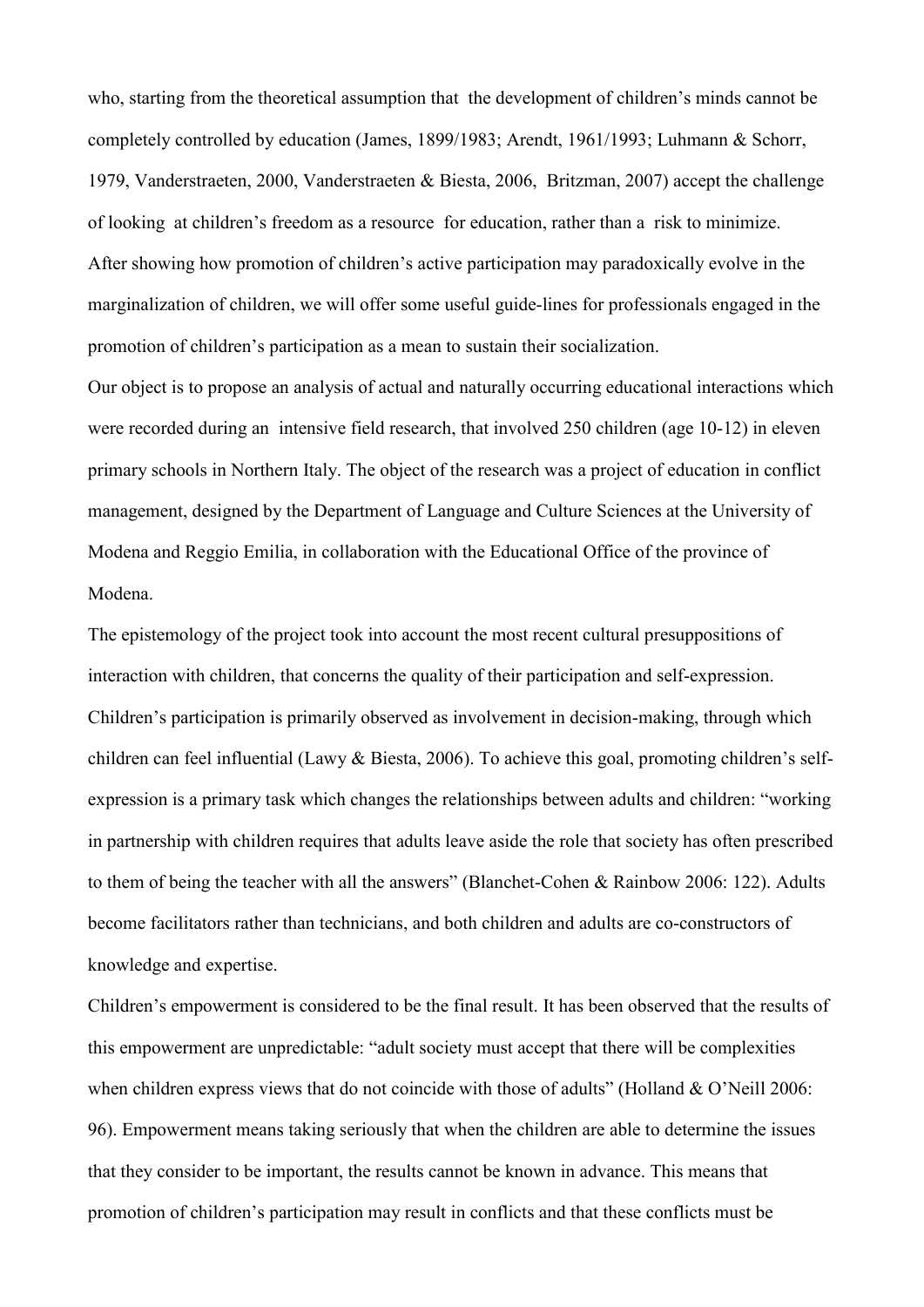who, starting from the theoretical assumption that the development of children's minds cannot be completely controlled by education (James, 1899/1983; Arendt, 1961/1993; Luhmann & Schorr, 1979, Vanderstraeten, 2000, Vanderstraeten & Biesta, 2006, Britzman, 2007) accept the challenge of looking at children's freedom as a resource for education, rather than a risk to minimize. After showing how promotion of children's active participation may paradoxically evolve in the marginalization of children, we will offer some useful guide-lines for professionals engaged in the promotion of children's participation as a mean to sustain their socialization.

Our object is to propose an analysis of actual and naturally occurring educational interactions which were recorded during an intensive field research, that involved 250 children (age 10-12) in eleven primary schools in Northern Italy. The object of the research was a project of education in conflict management, designed by the Department of Language and Culture Sciences at the University of Modena and Reggio Emilia, in collaboration with the Educational Office of the province of Modena.

The epistemology of the project took into account the most recent cultural presuppositions of interaction with children, that concerns the quality of their participation and self-expression. Children's participation is primarily observed as involvement in decision-making, through which children can feel influential (Lawy & Biesta, 2006). To achieve this goal, promoting children's self-expression is a primary task which changes the relationships between adults and children: "working in partnership with children requires that adults leave aside the role that society has often prescribed to them of being the teacher with all the answers" (Blanchet-Cohen & Rainbow 2006: 122). Adults become facilitators rather than technicians, and both children and adults are co-constructors of knowledge and expertise.

Children's empowerment is considered to be the final result. It has been observed that the results of this empowerment are unpredictable: "adult society must accept that there will be complexities when children express views that do not coincide with those of adults" (Holland & O'Neill 2006: 96). Empowerment means taking seriously that when the children are able to determine the issues that they consider to be important, the results cannot be known in advance. This means that promotion of children's participation may result in conflicts and that these conflicts must be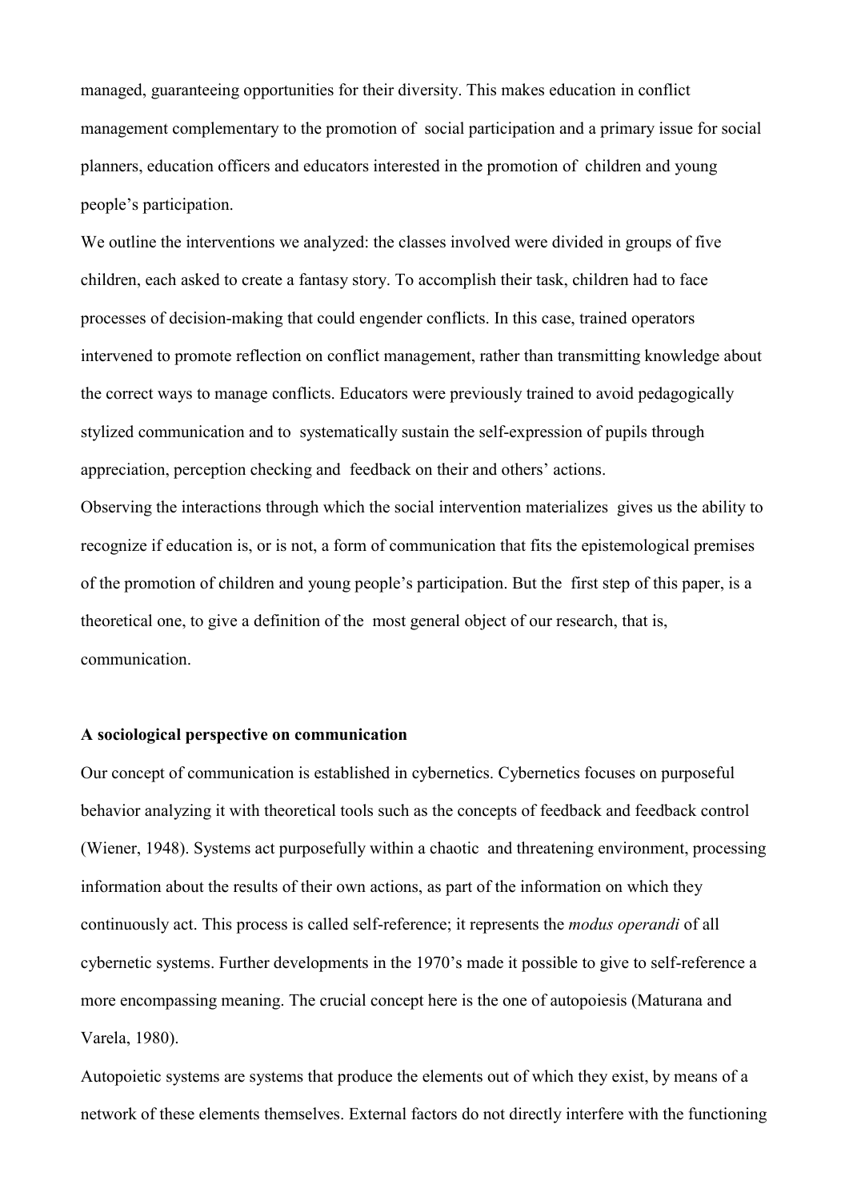managed, guaranteeing opportunities for their diversity. This makes education in conflict management complementary to the promotion of social participation and a primary issue for social planners, education officers and educators interested in the promotion of children and young people's participation.

We outline the interventions we analyzed: the classes involved were divided in groups of five children, each asked to create a fantasy story. To accomplish their task, children had to face processes of decision-making that could engender conflicts. In this case, trained operators intervened to promote reflection on conflict management, rather than transmitting knowledge about the correct ways to manage conflicts. Educators were previously trained to avoid pedagogically stylized communication and to systematically sustain the self-expression of pupils through appreciation, perception checking and feedback on their and others' actions.

Observing the interactions through which the social intervention materializes gives us the ability to recognize if education is, or is not, a form of communication that fits the epistemological premises of the promotion of children and young people's participation. But the first step of this paper, is a theoretical one, to give a definition of the most general object of our research, that is, communication.

**A sociological perspective on communication**

Our concept of communication is established in cybernetics. Cybernetics focuses on purposeful behavior analyzing it with theoretical tools such as the concepts of feedback and feedback control (Wiener, 1948). Systems act purposefully within a chaotic and threatening environment, processing information about the results of their own actions, as part of the information on which they continuously act. This process is called self-reference; it represents the *modus operandi* of all cybernetic systems. Further developments in the 1970's made it possible to give to self-reference a more encompassing meaning. The crucial concept here is the one of autopoiesis (Maturana and Varela, 1980).

Autopoietic systems are systems that produce the elements out of which they exist, by means of a network of these elements themselves. External factors do not directly interfere with the functioning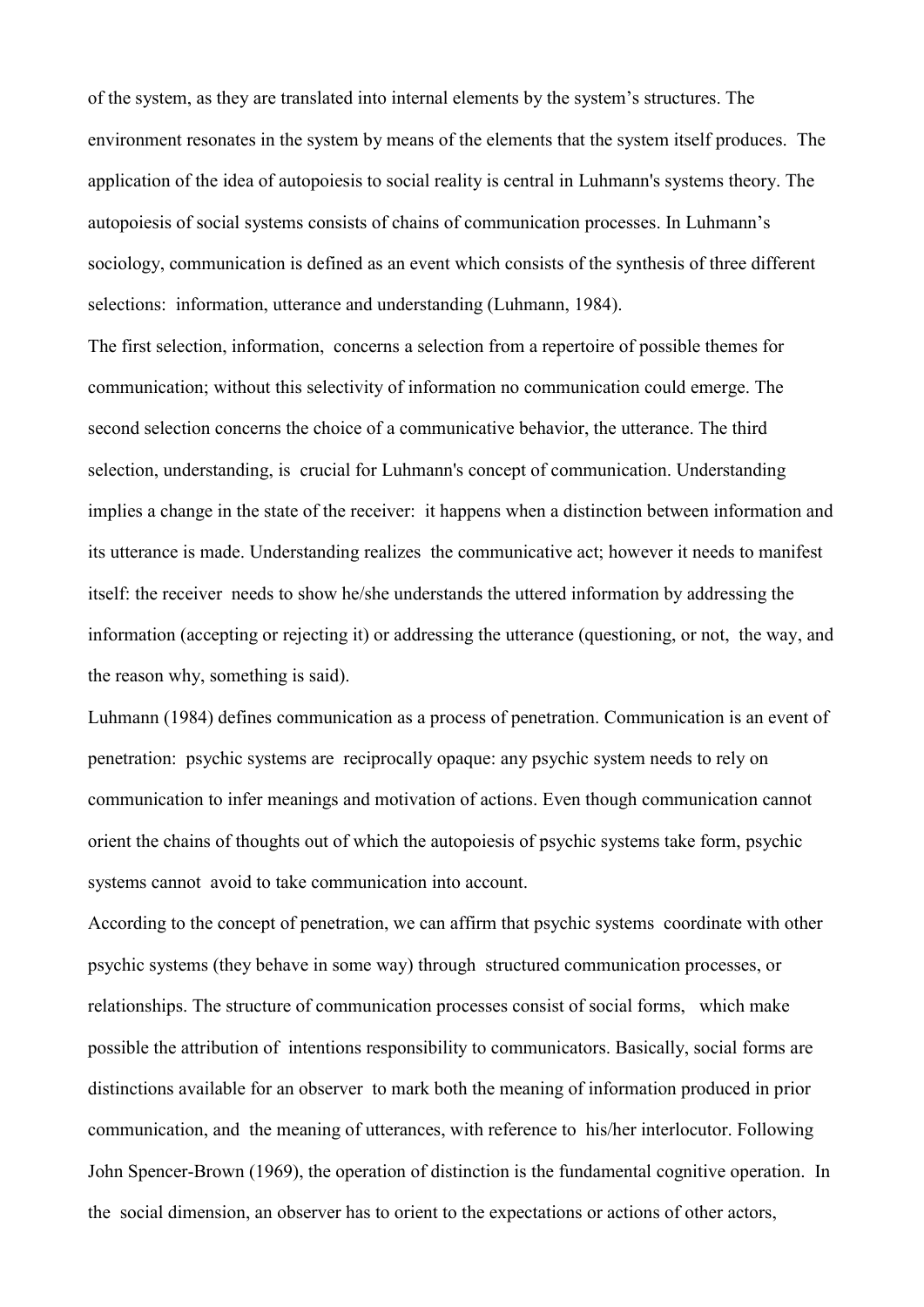of the system, as they are translated into internal elements by the system's structures. The environment resonates in the system by means of the elements that the system itself produces. The application of the idea of autopoiesis to social reality is central in Luhmann's systems theory. The autopoiesis of social systems consists of chains of communication processes. In Luhmann's sociology, communication is defined as an event which consists of the synthesis of three different selections: information, utterance and understanding (Luhmann, 1984).

The first selection, information, concerns a selection from a repertoire of possible themes for communication; without this selectivity of information no communication could emerge. The second selection concerns the choice of a communicative behavior, the utterance. The third selection, understanding, is crucial for Luhmann's concept of communication. Understanding implies a change in the state of the receiver: it happens when a distinction between information and its utterance is made. Understanding realizes the communicative act; however it needs to manifest itself: the receiver needs to show he/she understands the uttered information by addressing the information (accepting or rejecting it) or addressing the utterance (questioning, or not, the way, and the reason why, something is said).

Luhmann (1984) defines communication as a process of penetration. Communication is an event of penetration: psychic systems are reciprocally opaque: any psychic system needs to rely on communication to infer meanings and motivation of actions. Even though communication cannot orient the chains of thoughts out of which the autopoiesis of psychic systems take form, psychic systems cannot avoid to take communication into account.

According to the concept of penetration, we can affirm that psychic systems coordinate with other psychic systems (they behave in some way) through structured communication processes, or relationships. The structure of communication processes consist of social forms, which make possible the attribution of intentions responsibility to communicators. Basically, social forms are distinctions available for an observer to mark both the meaning of information produced in prior communication, and the meaning of utterances, with reference to his/her interlocutor. Following John Spencer-Brown (1969), the operation of distinction is the fundamental cognitive operation. In the social dimension, an observer has to orient to the expectations or actions of other actors,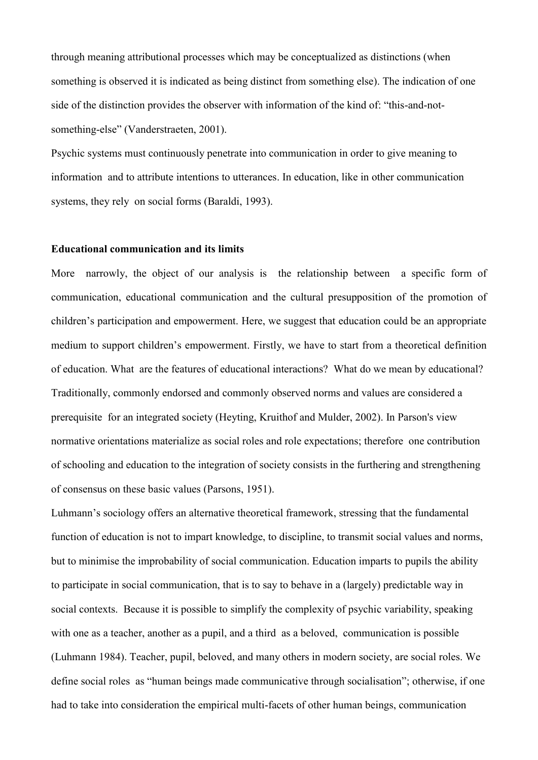through meaning attributional processes which may be conceptualized as distinctions (when something is observed it is indicated as being distinct from something else). The indication of one side of the distinction provides the observer with information of the kind of: "this-and-not-something-else" (Vanderstraeten, 2001).

Psychic systems must continuously penetrate into communication in order to give meaning to information and to attribute intentions to utterances. In education, like in other communication systems, they rely on social forms (Baraldi, 1993).

**Educational communication and its limits**

More narrowly, the object of our analysis is the relationship between a specific form of communication, educational communication and the cultural presupposition of the promotion of children's participation and empowerment. Here, we suggest that education could be an appropriate medium to support children's empowerment. Firstly, we have to start from a theoretical definition of education. What are the features of educational interactions? What do we mean by educational? Traditionally, commonly endorsed and commonly observed norms and values are considered a prerequisite for an integrated society (Heyting, Kruithof and Mulder, 2002). In Parson's view normative orientations materialize as social roles and role expectations; therefore one contribution of schooling and education to the integration of society consists in the furthering and strengthening of consensus on these basic values (Parsons, 1951).

Luhmann's sociology offers an alternative theoretical framework, stressing that the fundamental function of education is not to impart knowledge, to discipline, to transmit social values and norms, but to minimise the improbability of social communication. Education imparts to pupils the ability to participate in social communication, that is to say to behave in a (largely) predictable way in social contexts. Because it is possible to simplify the complexity of psychic variability, speaking with one as a teacher, another as a pupil, and a third as a beloved, communication is possible (Luhmann 1984). Teacher, pupil, beloved, and many others in modern society, are social roles. We define social roles as "human beings made communicative through socialisation"; otherwise, if one had to take into consideration the empirical multi-facets of other human beings, communication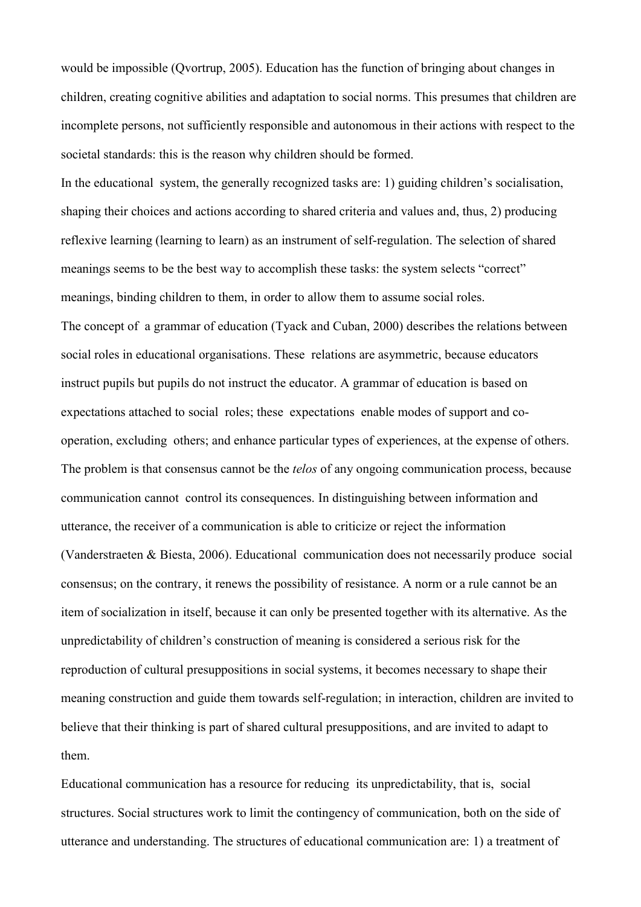would be impossible (Qvortrup, 2005). Education has the function of bringing about changes in children, creating cognitive abilities and adaptation to social norms. This presumes that children are incomplete persons, not sufficiently responsible and autonomous in their actions with respect to the societal standards: this is the reason why children should be formed.

In the educational system, the generally recognized tasks are: 1) guiding children's socialisation, shaping their choices and actions according to shared criteria and values and, thus, 2) producing reflexive learning (learning to learn) as an instrument of self-regulation. The selection of shared meanings seems to be the best way to accomplish these tasks: the system selects "correct" meanings, binding children to them, in order to allow them to assume social roles.

The concept of a grammar of education (Tyack and Cuban, 2000) describes the relations between social roles in educational organisations. These relations are asymmetric, because educators instruct pupils but pupils do not instruct the educator. A grammar of education is based on expectations attached to social roles; these expectations enable modes of support and co-operation, excluding others; and enhance particular types of experiences, at the expense of others. The problem is that consensus cannot be the *telos* of any ongoing communication process, because communication cannot control its consequences. In distinguishing between information and utterance, the receiver of a communication is able to criticize or reject the information (Vanderstraeten & Biesta, 2006). Educational communication does not necessarily produce social consensus; on the contrary, it renews the possibility of resistance. A norm or a rule cannot be an item of socialization in itself, because it can only be presented together with its alternative. As the unpredictability of children's construction of meaning is considered a serious risk for the reproduction of cultural presuppositions in social systems, it becomes necessary to shape their meaning construction and guide them towards self-regulation; in interaction, children are invited to believe that their thinking is part of shared cultural presuppositions, and are invited to adapt to them.

Educational communication has a resource for reducing its unpredictability, that is, social structures. Social structures work to limit the contingency of communication, both on the side of utterance and understanding. The structures of educational communication are: 1) a treatment of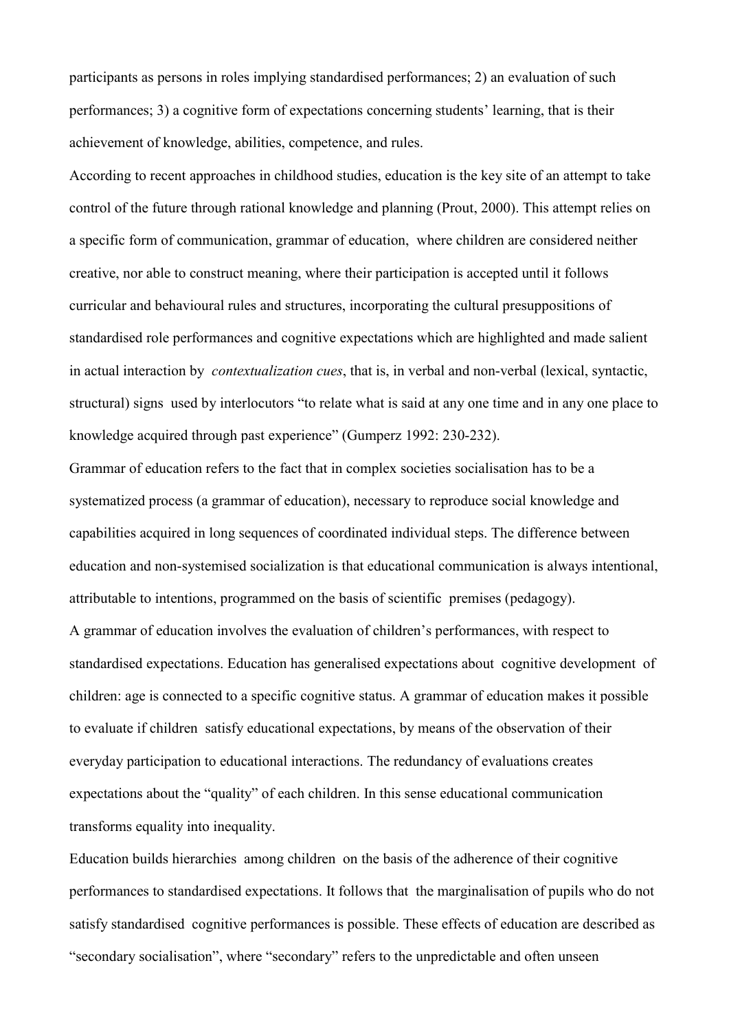participants as persons in roles implying standardised performances; 2) an evaluation of such performances; 3) a cognitive form of expectations concerning students' learning, that is their achievement of knowledge, abilities, competence, and rules.

According to recent approaches in childhood studies, education is the key site of an attempt to take control of the future through rational knowledge and planning (Prout, 2000). This attempt relies on a specific form of communication, grammar of education, where children are considered neither creative, nor able to construct meaning, where their participation is accepted until it follows curricular and behavioural rules and structures, incorporating the cultural presuppositions of standardised role performances and cognitive expectations which are highlighted and made salient in actual interaction by *contextualization cues*, that is, in verbal and non-verbal (lexical, syntactic, structural) signs used by interlocutors "to relate what is said at any one time and in any one place to knowledge acquired through past experience" (Gumperz 1992: 230-232).

Grammar of education refers to the fact that in complex societies socialisation has to be a systematized process (a grammar of education), necessary to reproduce social knowledge and capabilities acquired in long sequences of coordinated individual steps. The difference between education and non-systemised socialization is that educational communication is always intentional, attributable to intentions, programmed on the basis of scientific premises (pedagogy).

A grammar of education involves the evaluation of children's performances, with respect to standardised expectations. Education has generalised expectations about cognitive development of children: age is connected to a specific cognitive status. A grammar of education makes it possible to evaluate if children satisfy educational expectations, by means of the observation of their everyday participation to educational interactions. The redundancy of evaluations creates expectations about the "quality" of each children. In this sense educational communication transforms equality into inequality.

Education builds hierarchies among children on the basis of the adherence of their cognitive performances to standardised expectations. It follows that the marginalisation of pupils who do not satisfy standardised cognitive performances is possible. These effects of education are described as "secondary socialisation", where "secondary" refers to the unpredictable and often unseen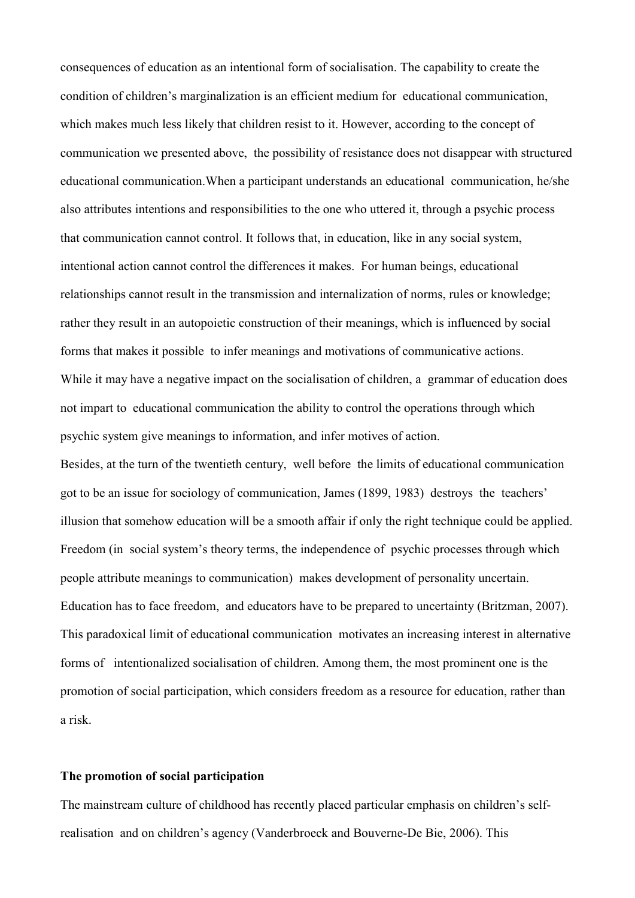consequences of education as an intentional form of socialisation. The capability to create the condition of children's marginalization is an efficient medium for educational communication, which makes much less likely that children resist to it. However, according to the concept of communication we presented above, the possibility of resistance does not disappear with structured educational communication.When a participant understands an educational communication, he/she also attributes intentions and responsibilities to the one who uttered it, through a psychic process that communication cannot control. It follows that, in education, like in any social system, intentional action cannot control the differences it makes. For human beings, educational relationships cannot result in the transmission and internalization of norms, rules or knowledge; rather they result in an autopoietic construction of their meanings, which is influenced by social forms that makes it possible to infer meanings and motivations of communicative actions. While it may have a negative impact on the socialisation of children, a grammar of education does not impart to educational communication the ability to control the operations through which psychic system give meanings to information, and infer motives of action.

Besides, at the turn of the twentieth century, well before the limits of educational communication got to be an issue for sociology of communication, James (1899, 1983) destroys the teachers' illusion that somehow education will be a smooth affair if only the right technique could be applied. Freedom (in social system's theory terms, the independence of psychic processes through which people attribute meanings to communication) makes development of personality uncertain. Education has to face freedom, and educators have to be prepared to uncertainty (Britzman, 2007). This paradoxical limit of educational communication motivates an increasing interest in alternative forms of intentionalized socialisation of children. Among them, the most prominent one is the promotion of social participation, which considers freedom as a resource for education, rather than a risk.

**The promotion of social participation**

The mainstream culture of childhood has recently placed particular emphasis on children's self-realisation and on children's agency (Vanderbroeck and Bouverne-De Bie, 2006). This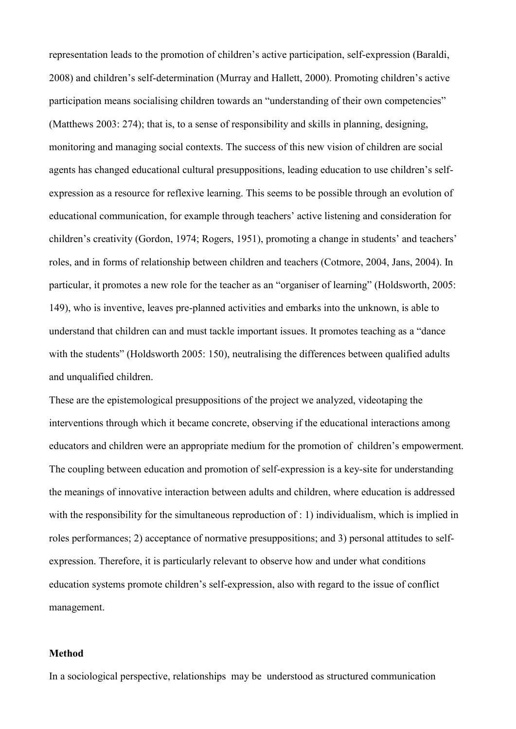representation leads to the promotion of children's active participation, self-expression (Baraldi, 2008) and children's self-determination (Murray and Hallett, 2000). Promoting children's active participation means socialising children towards an "understanding of their own competencies" (Matthews 2003: 274); that is, to a sense of responsibility and skills in planning, designing, monitoring and managing social contexts. The success of this new vision of children are social agents has changed educational cultural presuppositions, leading education to use children's self-expression as a resource for reflexive learning. This seems to be possible through an evolution of educational communication, for example through teachers' active listening and consideration for children's creativity (Gordon, 1974; Rogers, 1951), promoting a change in students' and teachers' roles, and in forms of relationship between children and teachers (Cotmore, 2004, Jans, 2004). In particular, it promotes a new role for the teacher as an "organiser of learning" (Holdsworth, 2005: 149), who is inventive, leaves pre-planned activities and embarks into the unknown, is able to understand that children can and must tackle important issues. It promotes teaching as a "dance with the students" (Holdsworth 2005: 150), neutralising the differences between qualified adults and unqualified children.

These are the epistemological presuppositions of the project we analyzed, videotaping the interventions through which it became concrete, observing if the educational interactions among educators and children were an appropriate medium for the promotion of children's empowerment. The coupling between education and promotion of self-expression is a key-site for understanding the meanings of innovative interaction between adults and children, where education is addressed with the responsibility for the simultaneous reproduction of : 1) individualism, which is implied in roles performances; 2) acceptance of normative presuppositions; and 3) personal attitudes to self-expression. Therefore, it is particularly relevant to observe how and under what conditions education systems promote children's self-expression, also with regard to the issue of conflict management.

**Method**

In a sociological perspective, relationships may be understood as structured communication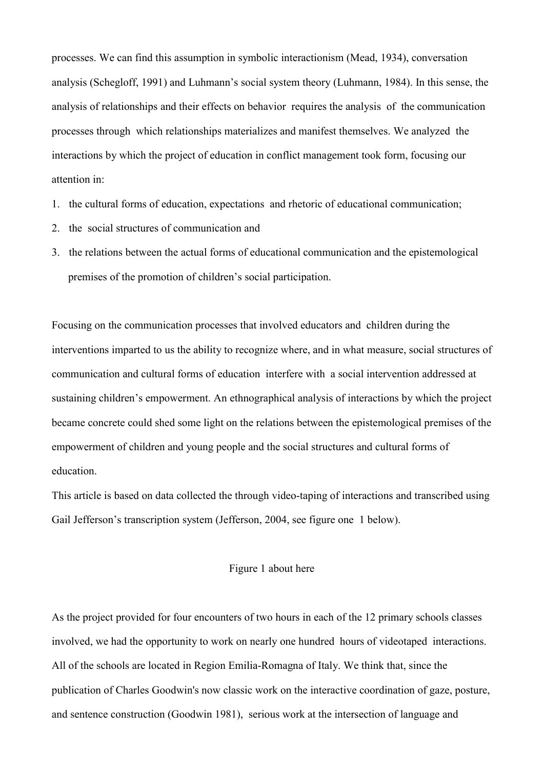processes. We can find this assumption in symbolic interactionism (Mead, 1934), conversation analysis (Schegloff, 1991) and Luhmann's social system theory (Luhmann, 1984). In this sense, the analysis of relationships and their effects on behavior requires the analysis of the communication processes through which relationships materializes and manifest themselves. We analyzed the interactions by which the project of education in conflict management took form, focusing our attention in:

1. the cultural forms of education, expectations and rhetoric of educational communication;
2. the social structures of communication and
3. the relations between the actual forms of educational communication and the epistemological premises of the promotion of children's social participation.

Focusing on the communication processes that involved educators and children during the interventions imparted to us the ability to recognize where, and in what measure, social structures of communication and cultural forms of education interfere with a social intervention addressed at sustaining children's empowerment. An ethnographical analysis of interactions by which the project became concrete could shed some light on the relations between the epistemological premises of the empowerment of children and young people and the social structures and cultural forms of education.

This article is based on data collected the through video-taping of interactions and transcribed using Gail Jefferson's transcription system (Jefferson, 2004, see figure one 1 below).

Figure 1 about here

As the project provided for four encounters of two hours in each of the 12 primary schools classes involved, we had the opportunity to work on nearly one hundred hours of videotaped interactions. All of the schools are located in Region Emilia-Romagna of Italy. We think that, since the publication of Charles Goodwin's now classic work on the interactive coordination of gaze, posture, and sentence construction (Goodwin 1981), serious work at the intersection of language and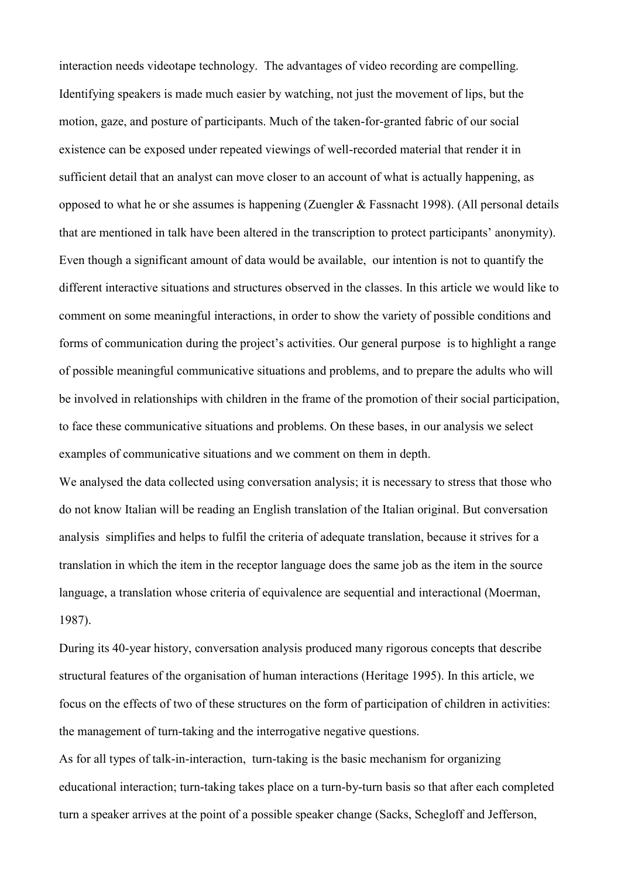interaction needs videotape technology. The advantages of video recording are compelling. Identifying speakers is made much easier by watching, not just the movement of lips, but the motion, gaze, and posture of participants. Much of the taken-for-granted fabric of our social existence can be exposed under repeated viewings of well-recorded material that render it in sufficient detail that an analyst can move closer to an account of what is actually happening, as opposed to what he or she assumes is happening (Zuengler & Fassnacht 1998). (All personal details that are mentioned in talk have been altered in the transcription to protect participants' anonymity). Even though a significant amount of data would be available, our intention is not to quantify the different interactive situations and structures observed in the classes. In this article we would like to comment on some meaningful interactions, in order to show the variety of possible conditions and forms of communication during the project's activities. Our general purpose is to highlight a range of possible meaningful communicative situations and problems, and to prepare the adults who will be involved in relationships with children in the frame of the promotion of their social participation, to face these communicative situations and problems. On these bases, in our analysis we select examples of communicative situations and we comment on them in depth.

We analysed the data collected using conversation analysis; it is necessary to stress that those who do not know Italian will be reading an English translation of the Italian original. But conversation analysis simplifies and helps to fulfil the criteria of adequate translation, because it strives for a translation in which the item in the receptor language does the same job as the item in the source language, a translation whose criteria of equivalence are sequential and interactional (Moerman, 1987).

During its 40-year history, conversation analysis produced many rigorous concepts that describe structural features of the organisation of human interactions (Heritage 1995). In this article, we focus on the effects of two of these structures on the form of participation of children in activities: the management of turn-taking and the interrogative negative questions.

As for all types of talk-in-interaction, turn-taking is the basic mechanism for organizing educational interaction; turn-taking takes place on a turn-by-turn basis so that after each completed turn a speaker arrives at the point of a possible speaker change (Sacks, Schegloff and Jefferson,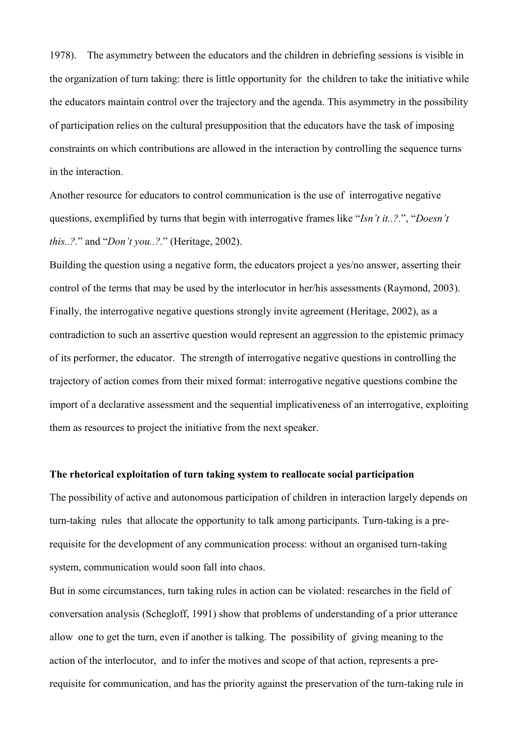1978). The asymmetry between the educators and the children in debriefing sessions is visible in the organization of turn taking: there is little opportunity for the children to take the initiative while the educators maintain control over the trajectory and the agenda. This asymmetry in the possibility of participation relies on the cultural presupposition that the educators have the task of imposing constraints on which contributions are allowed in the interaction by controlling the sequence turns in the interaction.

Another resource for educators to control communication is the use of interrogative negative questions, exemplified by turns that begin with interrogative frames like "*Isn't it..?*.", "*Doesn't this..?*." and "*Don't you..?*." (Heritage, 2002).

Building the question using a negative form, the educators project a yes/no answer, asserting their control of the terms that may be used by the interlocutor in her/his assessments (Raymond, 2003). Finally, the interrogative negative questions strongly invite agreement (Heritage, 2002), as a contradiction to such an assertive question would represent an aggression to the epistemic primacy of its performer, the educator. The strength of interrogative negative questions in controlling the trajectory of action comes from their mixed format: interrogative negative questions combine the import of a declarative assessment and the sequential implicativeness of an interrogative, exploiting them as resources to project the initiative from the next speaker.

**The rhetorical exploitation of turn taking system to reallocate social participation**

The possibility of active and autonomous participation of children in interaction largely depends on turn-taking rules that allocate the opportunity to talk among participants. Turn-taking is a pre-requisite for the development of any communication process: without an organised turn-taking system, communication would soon fall into chaos.

But in some circumstances, turn taking rules in action can be violated: researches in the field of conversation analysis (Schegloff, 1991) show that problems of understanding of a prior utterance allow one to get the turn, even if another is talking. The possibility of giving meaning to the action of the interlocutor, and to infer the motives and scope of that action, represents a pre-requisite for communication, and has the priority against the preservation of the turn-taking rule in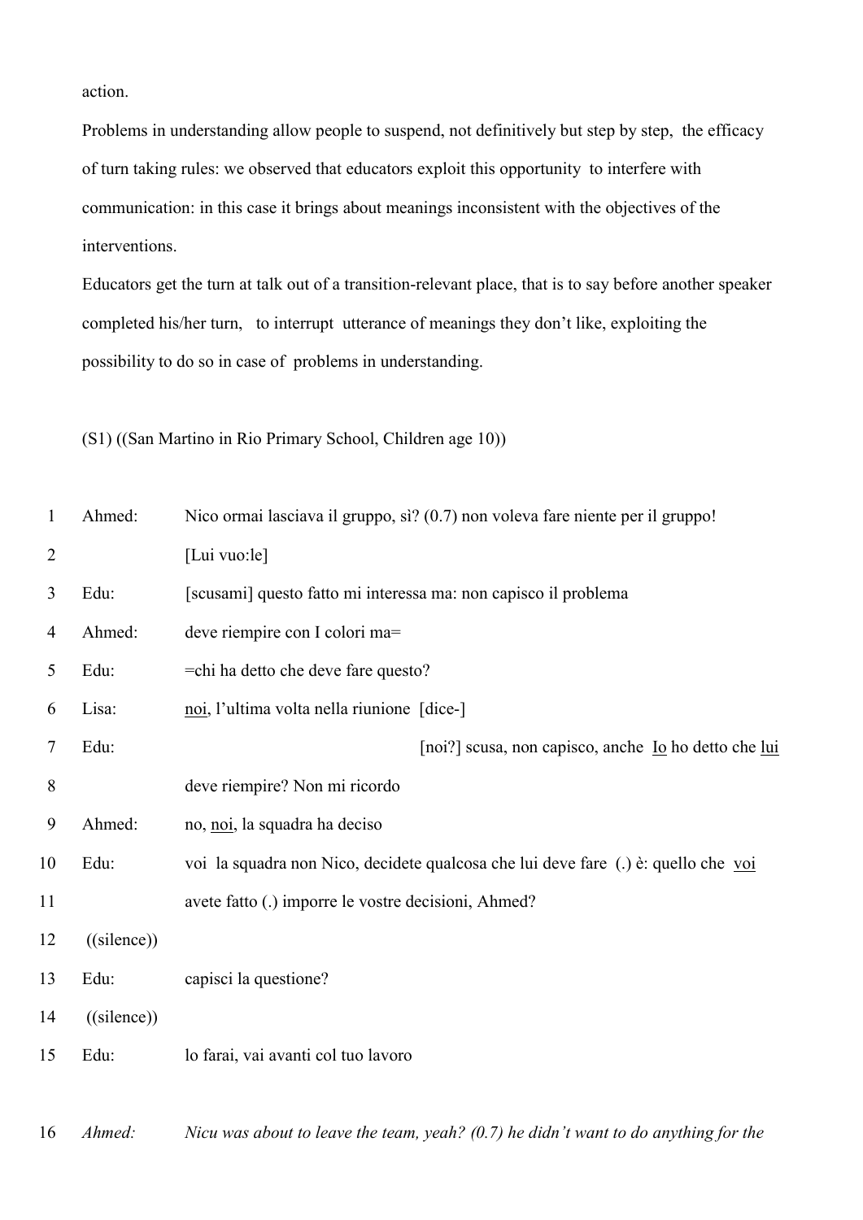action.

Problems in understanding allow people to suspend, not definitively but step by step, the efficacy of turn taking rules: we observed that educators exploit this opportunity to interfere with communication: in this case it brings about meanings inconsistent with the objectives of the interventions.

Educators get the turn at talk out of a transition-relevant place, that is to say before another speaker completed his/her turn, to interrupt utterance of meanings they don't like, exploiting the possibility to do so in case of problems in understanding.

(S1) ((San Martino in Rio Primary School, Children age 10))

| | | |
|---|---|---|
| 1 | Ahmed: | Nico ormai lasciava il gruppo, sì? (0.7) non voleva fare niente per il gruppo! |
| 2 | | [Lui vuo:le] |
| 3 | Edu: | [scusami] questo fatto mi interessa ma: non capisco il problema |
| 4 | Ahmed: | deve riempire con I colori ma= |
| 5 | Edu: | =chi ha detto che deve fare questo? |
| 6 | Lisa: | <u>noi</u>, l'ultima volta nella riunione [dice-] |
| 7 | Edu: | [noi?] scusa, non capisco, anche <u>Io</u> ho detto che <u>lui</u> |
| 8 | | deve riempire? Non mi ricordo |
| 9 | Ahmed: | no, <u>noi</u>, la squadra ha deciso |
| 10 | Edu: | voi la squadra non Nico, decidete qualcosa che lui deve fare (.) è: quello che <u>voi</u> |
| 11 | | avete fatto (.) imporre le vostre decisioni, Ahmed? |
| 12 | ((silence)) | |
| 13 | Edu: | capisci la questione? |
| 14 | ((silence)) | |
| 15 | Edu: | lo farai, vai avanti col tuo lavoro |
| | | |
| 16 | *Ahmed:* | *Nicu was about to leave the team, yeah? (0.7) he didn't want to do anything for the* |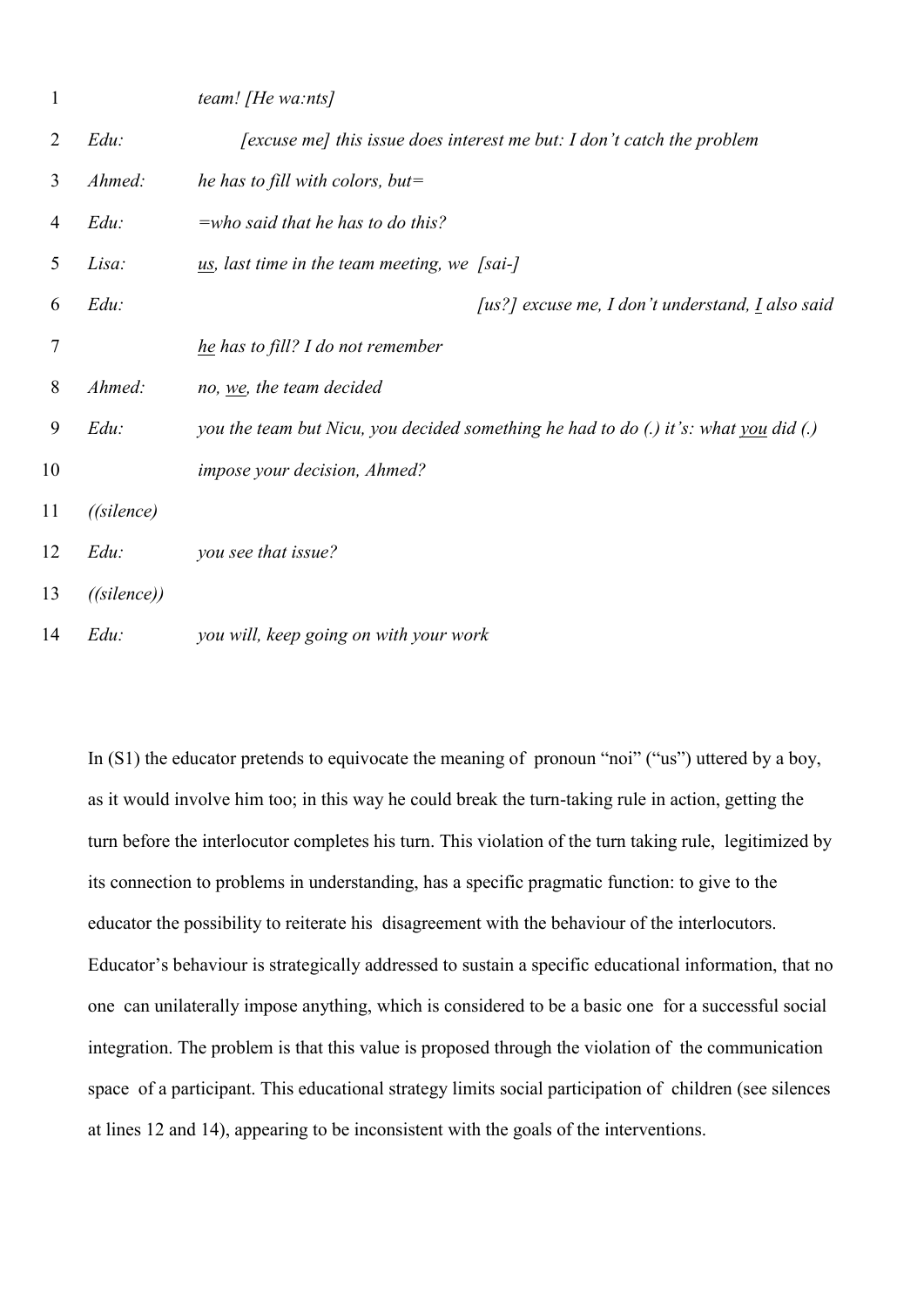| | | |
|---|---|---|
| 1 | | *team! [He wa:nts]* |
| 2 | *Edu:* | *[excuse me] this issue does interest me but: I don't catch the problem* |
| 3 | *Ahmed:* | *he has to fill with colors, but=* |
| 4 | *Edu:* | *=who said that he has to do this?* |
| 5 | *Lisa:* | *<u>us</u>, last time in the team meeting, we [sai-]* |
| 6 | *Edu:* | *[us?] excuse me, I don't understand, <u>I</u> also said* |
| 7 | | *<u>he</u> has to fill? I do not remember* |
| 8 | *Ahmed:* | *no, <u>we</u>, the team decided* |
| 9 | *Edu:* | *you the team but Nicu, you decided something he had to do (.) it's: what <u>you</u> did (.)* |
| 10 | | *impose your decision, Ahmed?* |
| 11 | *((silence)* | |
| 12 | *Edu:* | *you see that issue?* |
| 13 | *((silence))* | |
| 14 | *Edu:* | *you will, keep going on with your work* |

In (S1) the educator pretends to equivocate the meaning of pronoun "noi" ("us") uttered by a boy, as it would involve him too; in this way he could break the turn-taking rule in action, getting the turn before the interlocutor completes his turn. This violation of the turn taking rule, legitimized by its connection to problems in understanding, has a specific pragmatic function: to give to the educator the possibility to reiterate his disagreement with the behaviour of the interlocutors. Educator's behaviour is strategically addressed to sustain a specific educational information, that no one can unilaterally impose anything, which is considered to be a basic one for a successful social integration. The problem is that this value is proposed through the violation of the communication space of a participant. This educational strategy limits social participation of children (see silences at lines 12 and 14), appearing to be inconsistent with the goals of the interventions.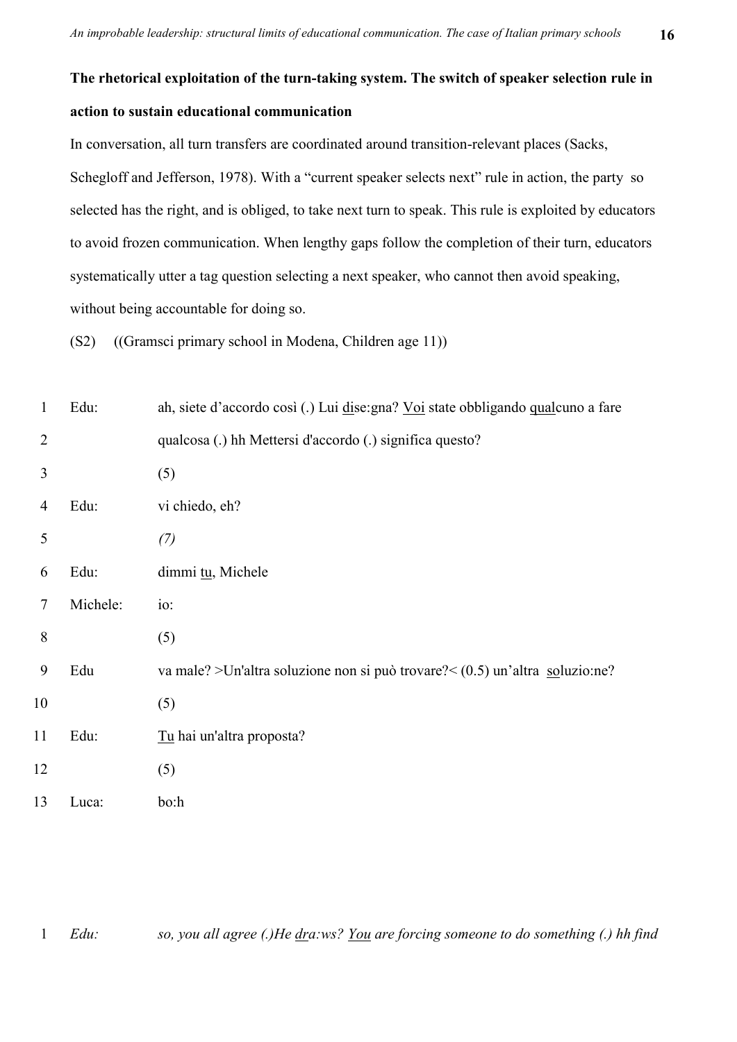**The rhetorical exploitation of the turn-taking system. The switch of speaker selection rule in action to sustain educational communication**

In conversation, all turn transfers are coordinated around transition-relevant places (Sacks, Schegloff and Jefferson, 1978). With a "current speaker selects next" rule in action, the party so selected has the right, and is obliged, to take next turn to speak. This rule is exploited by educators to avoid frozen communication. When lengthy gaps follow the completion of their turn, educators systematically utter a tag question selecting a next speaker, who cannot then avoid speaking, without being accountable for doing so.

(S2) ((Gramsci primary school in Modena, Children age 11))

| | | |
|---|---|---|
| 1 | Edu: | ah, siete d'accordo così (.) Lui <u>di</u>se:gna? <u>Voi</u> state obbligando <u>qual</u>cuno a fare |
| 2 | | qualcosa (.) hh Mettersi d'accordo (.) significa questo? |
| 3 | | (5) |
| 4 | Edu: | vi chiedo, eh? |
| 5 | | *(7)* |
| 6 | Edu: | dimmi <u>tu</u>, Michele |
| 7 | Michele: | io: |
| 8 | | (5) |
| 9 | Edu | va male? >Un'altra soluzione non si può trovare?< (0.5) un'altra <u>so</u>luzio:ne? |
| 10 | | (5) |
| 11 | Edu: | <u>Tu</u> hai un'altra proposta? |
| 12 | | (5) |
| 13 | Luca: | bo:h |

| | | |
|---|---|---|
| 1 | *Edu:* | *so, you all agree (.)He <u>dr</u>a:ws? <u>You</u> are forcing someone to do something (.) hh find* |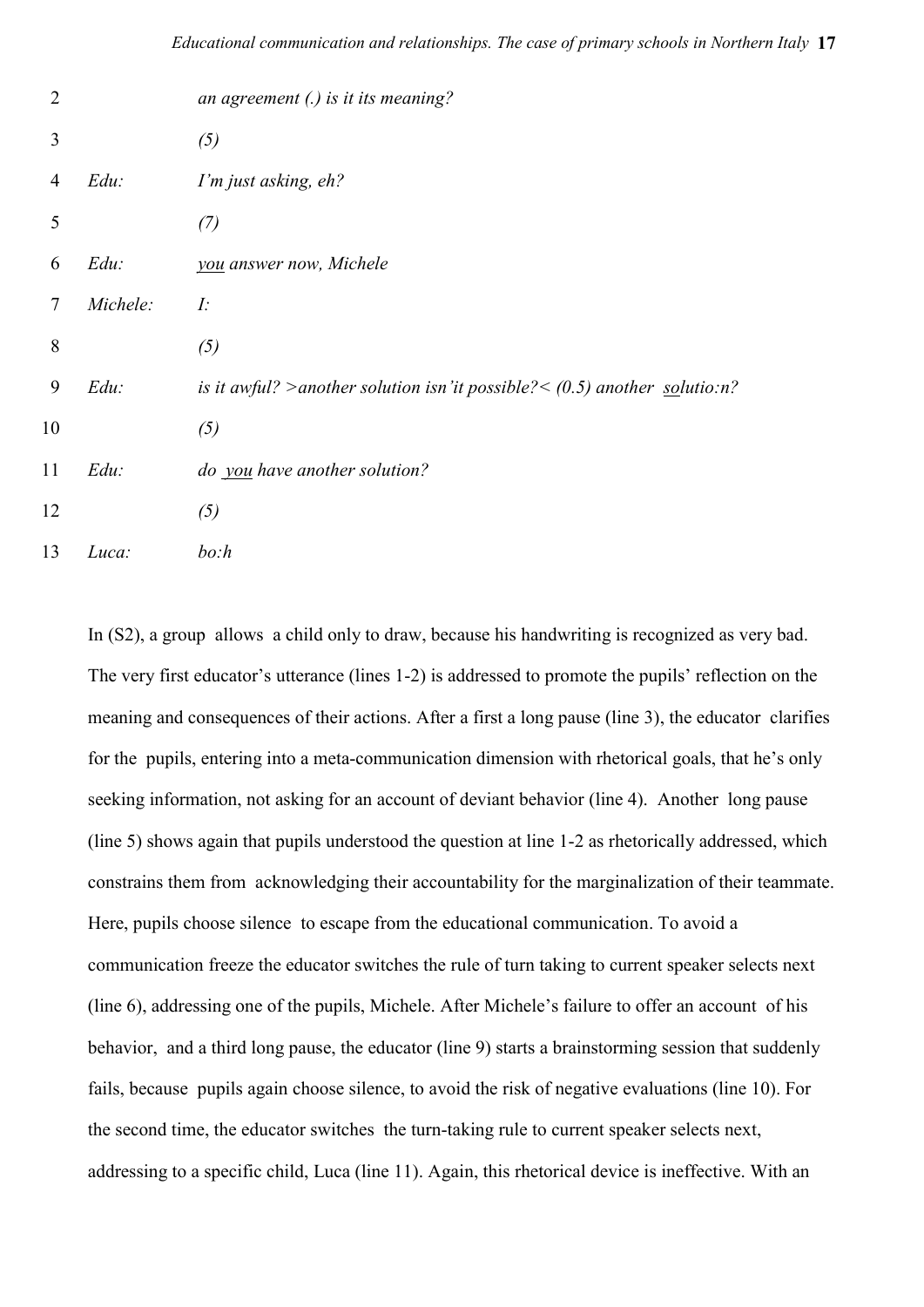| | | |
|---|---|---|
| 2 | | *an agreement (.) is it its meaning?* |
| 3 | | *(5)* |
| 4 | *Edu:* | *I'm just asking, eh?* |
| 5 | | *(7)* |
| 6 | *Edu:* | *<u>you</u> answer now, Michele* |
| 7 | *Michele:* | *I:* |
| 8 | | *(5)* |
| 9 | *Edu:* | *is it awful? >another solution isn't it possible?< (0.5) another <u>so</u>lutio:n?* |
| 10 | | *(5)* |
| 11 | *Edu:* | *do <u>you</u> have another solution?* |
| 12 | | *(5)* |
| 13 | *Luca:* | *bo:h* |

In (S2), a group allows a child only to draw, because his handwriting is recognized as very bad. The very first educator's utterance (lines 1-2) is addressed to promote the pupils' reflection on the meaning and consequences of their actions. After a first a long pause (line 3), the educator clarifies for the pupils, entering into a meta-communication dimension with rhetorical goals, that he's only seeking information, not asking for an account of deviant behavior (line 4). Another long pause (line 5) shows again that pupils understood the question at line 1-2 as rhetorically addressed, which constrains them from acknowledging their accountability for the marginalization of their teammate. Here, pupils choose silence to escape from the educational communication. To avoid a communication freeze the educator switches the rule of turn taking to current speaker selects next (line 6), addressing one of the pupils, Michele. After Michele's failure to offer an account of his behavior, and a third long pause, the educator (line 9) starts a brainstorming session that suddenly fails, because pupils again choose silence, to avoid the risk of negative evaluations (line 10). For the second time, the educator switches the turn-taking rule to current speaker selects next, addressing to a specific child, Luca (line 11). Again, this rhetorical device is ineffective. With an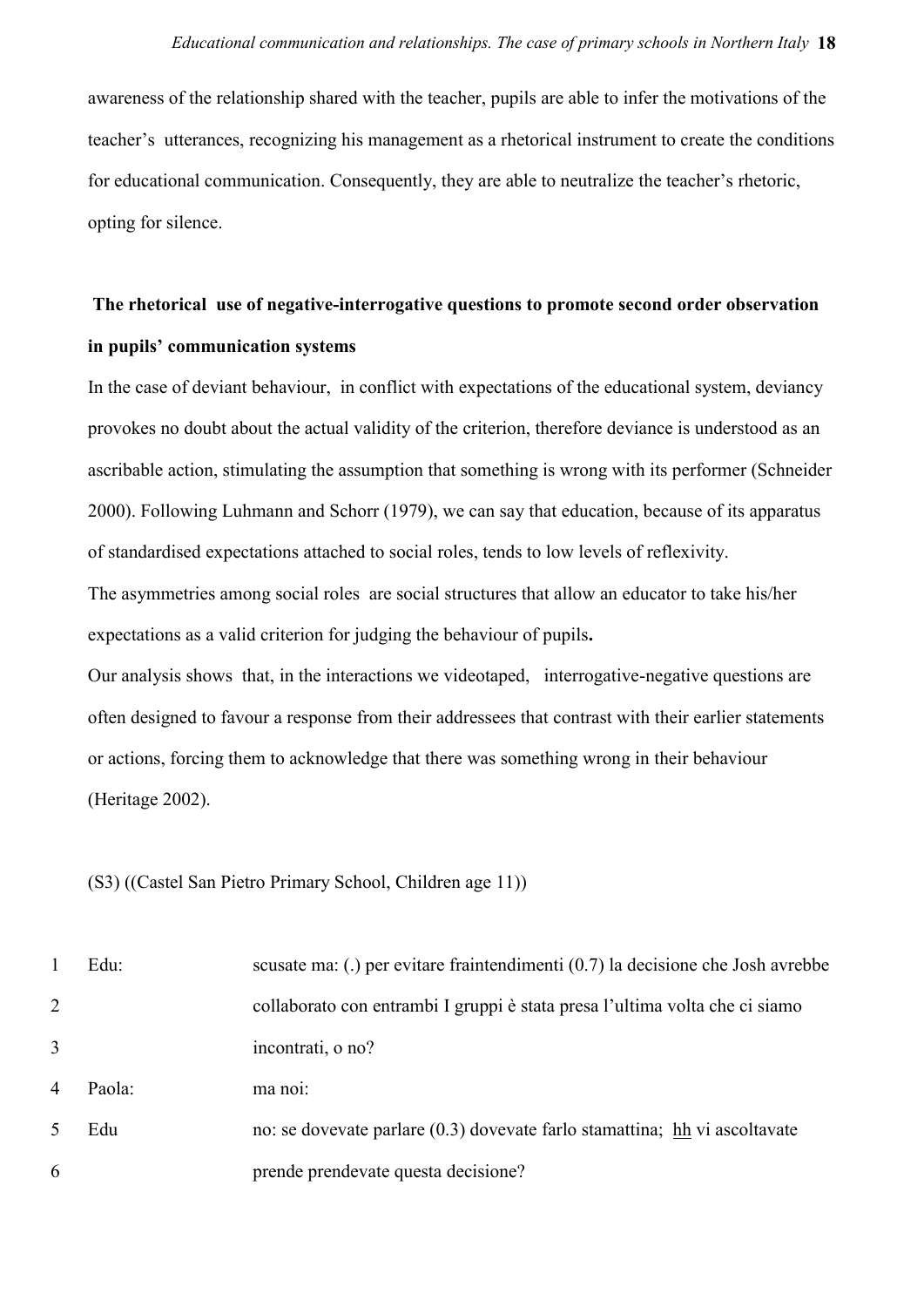awareness of the relationship shared with the teacher, pupils are able to infer the motivations of the teacher's utterances, recognizing his management as a rhetorical instrument to create the conditions for educational communication. Consequently, they are able to neutralize the teacher's rhetoric, opting for silence.

## The rhetorical use of negative-interrogative questions to promote second order observation in pupils' communication systems

In the case of deviant behaviour, in conflict with expectations of the educational system, deviancy provokes no doubt about the actual validity of the criterion, therefore deviance is understood as an ascribable action, stimulating the assumption that something is wrong with its performer (Schneider 2000). Following Luhmann and Schorr (1979), we can say that education, because of its apparatus of standardised expectations attached to social roles, tends to low levels of reflexivity.

The asymmetries among social roles are social structures that allow an educator to take his/her expectations as a valid criterion for judging the behaviour of pupils**.**

Our analysis shows that, in the interactions we videotaped, interrogative-negative questions are often designed to favour a response from their addressees that contrast with their earlier statements or actions, forcing them to acknowledge that there was something wrong in their behaviour (Heritage 2002).

(S3) ((Castel San Pietro Primary School, Children age 11))

| | | |
|---|---|---|
| 1 | Edu: | scusate ma: (.) per evitare fraintendimenti (0.7) la decisione che Josh avrebbe |
| 2 | | collaborato con entrambi I gruppi è stata presa l'ultima volta che ci siamo |
| 3 | | incontrati, o no? |
| 4 | Paola: | ma noi: |
| 5 | Edu | no: se dovevate parlare (0.3) dovevate farlo stamattina; <u>hh</u> vi ascoltavate |
| 6 | | prende prendevate questa decisione? |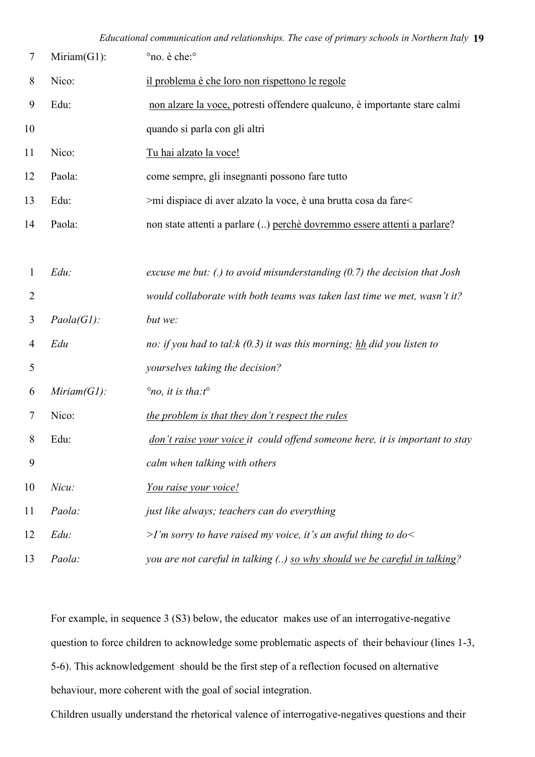| | | |
|---|---|---|
| 7 | Miriam(G1): | °no. è che:° |
| 8 | Nico: | <u>il problema è che loro non rispettono le regole</u> |
| 9 | Edu: | <u>non alzare la voce,</u> potresti offendere qualcuno, è importante stare calmi |
| 10 | | quando si parla con gli altri |
| 11 | Nico: | <u>Tu hai alzato la voce!</u> |
| 12 | Paola: | come sempre, gli insegnanti possono fare tutto |
| 13 | Edu: | >mi dispiace di aver alzato la voce, è una brutta cosa da fare< |
| 14 | Paola: | non state attenti a parlare (..) <u>perchè dovremmo essere attenti a parlare</u>? |

| | | |
|---|---|---|
| 1 | *Edu:* | *excuse me but: (.) to avoid misunderstanding (0.7) the decision that Josh* |
| 2 | | *would collaborate with both teams was taken last time we met, wasn't it?* |
| 3 | *Paola(G1):* | *but we:* |
| 4 | *Edu* | *no: if you had to tal:k (0.3) it was this morning; <u>hh</u> did you listen to* |
| 5 | | *yourselves taking the decision?* |
| 6 | *Miriam(G1):* | *°no, it is tha:t°* |
| 7 | Nico: | *<u>the problem is that they don't respect the rules</u>* |
| 8 | Edu: | *<u>don't raise your voice</u> it could offend someone here, it is important to stay* |
| 9 | | *calm when talking with others* |
| 10 | *Nicu:* | *<u>You raise your voice!</u>* |
| 11 | *Paola:* | *just like always; teachers can do everything* |
| 12 | *Edu:* | *>I'm sorry to have raised my voice, it's an awful thing to do<* |
| 13 | *Paola:* | *you are not careful in talking (..) <u>so why should we be careful in talking</u>?* |

For example, in sequence 3 (S3) below, the educator makes use of an interrogative-negative question to force children to acknowledge some problematic aspects of their behaviour (lines 1-3, 5-6). This acknowledgement should be the first step of a reflection focused on alternative behaviour, more coherent with the goal of social integration.

Children usually understand the rhetorical valence of interrogative-negatives questions and their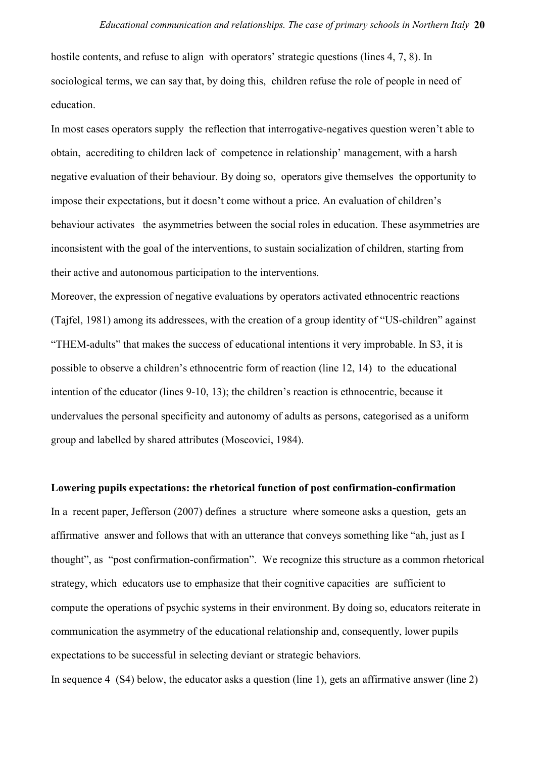hostile contents, and refuse to align with operators' strategic questions (lines 4, 7, 8). In sociological terms, we can say that, by doing this, children refuse the role of people in need of education.

In most cases operators supply the reflection that interrogative-negatives question weren't able to obtain, accrediting to children lack of competence in relationship' management, with a harsh negative evaluation of their behaviour. By doing so, operators give themselves the opportunity to impose their expectations, but it doesn't come without a price. An evaluation of children's behaviour activates the asymmetries between the social roles in education. These asymmetries are inconsistent with the goal of the interventions, to sustain socialization of children, starting from their active and autonomous participation to the interventions.

Moreover, the expression of negative evaluations by operators activated ethnocentric reactions (Tajfel, 1981) among its addressees, with the creation of a group identity of "US-children" against "THEM-adults" that makes the success of educational intentions it very improbable. In S3, it is possible to observe a children's ethnocentric form of reaction (line 12, 14) to the educational intention of the educator (lines 9-10, 13); the children's reaction is ethnocentric, because it undervalues the personal specificity and autonomy of adults as persons, categorised as a uniform group and labelled by shared attributes (Moscovici, 1984).

**Lowering pupils expectations: the rhetorical function of post confirmation-confirmation**

In a recent paper, Jefferson (2007) defines a structure where someone asks a question, gets an affirmative answer and follows that with an utterance that conveys something like "ah, just as I thought", as "post confirmation-confirmation". We recognize this structure as a common rhetorical strategy, which educators use to emphasize that their cognitive capacities are sufficient to compute the operations of psychic systems in their environment. By doing so, educators reiterate in communication the asymmetry of the educational relationship and, consequently, lower pupils expectations to be successful in selecting deviant or strategic behaviors.

In sequence 4 (S4) below, the educator asks a question (line 1), gets an affirmative answer (line 2)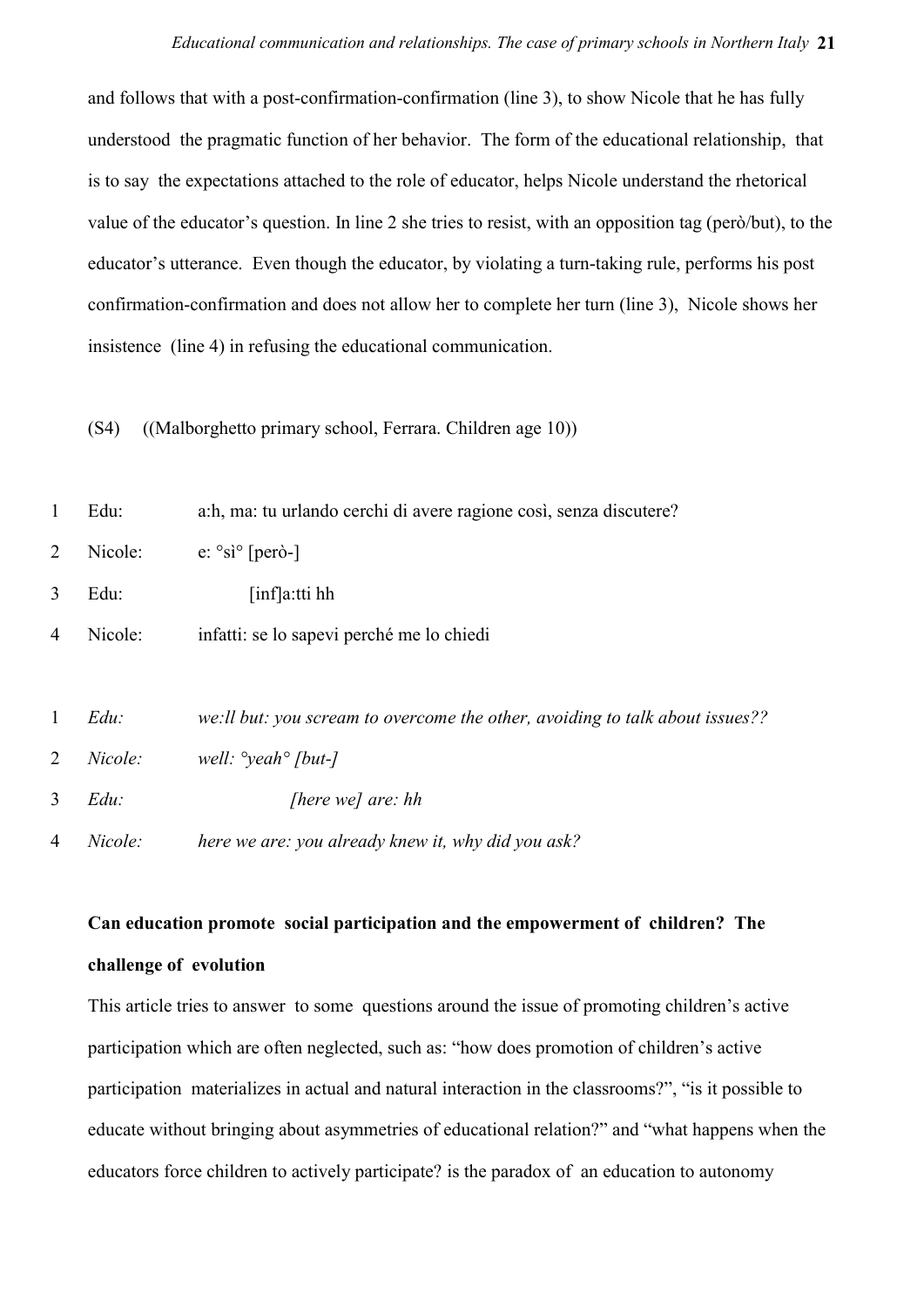and follows that with a post-confirmation-confirmation (line 3), to show Nicole that he has fully understood the pragmatic function of her behavior. The form of the educational relationship, that is to say the expectations attached to the role of educator, helps Nicole understand the rhetorical value of the educator's question. In line 2 she tries to resist, with an opposition tag (però/but), to the educator's utterance. Even though the educator, by violating a turn-taking rule, performs his post confirmation-confirmation and does not allow her to complete her turn (line 3), Nicole shows her insistence (line 4) in refusing the educational communication.

(S4) ((Malborghetto primary school, Ferrara. Children age 10))

1 Edu: a:h, ma: tu urlando cerchi di avere ragione così, senza discutere?

2 Nicole: e: °sì° [però-]

3 Edu: [inf]a:tti hh

4 Nicole: infatti: se lo sapevi perché me lo chiedi

1 *Edu: we:ll but: you scream to overcome the other, avoiding to talk about issues??*

2 *Nicole: well: °yeah° [but-]*

3 *Edu: [here we] are: hh*

4 *Nicole: here we are: you already knew it, why did you ask?*

**Can education promote social participation and the empowerment of children? The challenge of evolution**

This article tries to answer to some questions around the issue of promoting children's active participation which are often neglected, such as: "how does promotion of children's active participation materializes in actual and natural interaction in the classrooms?", "is it possible to educate without bringing about asymmetries of educational relation?" and "what happens when the educators force children to actively participate? is the paradox of an education to autonomy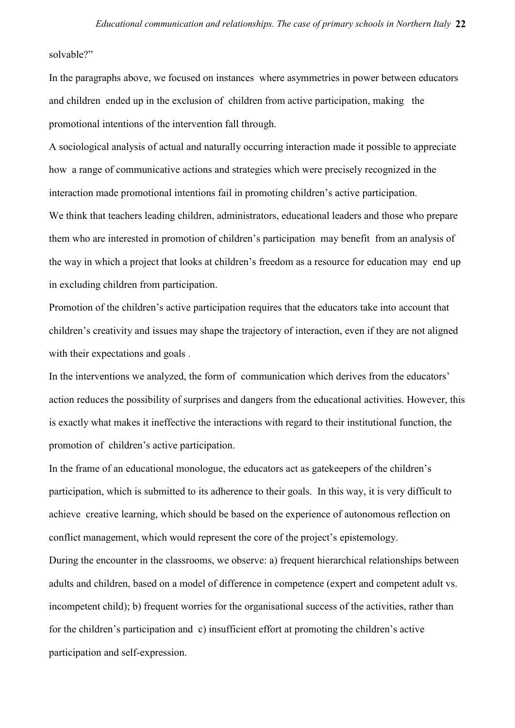solvable?"

In the paragraphs above, we focused on instances where asymmetries in power between educators and children ended up in the exclusion of children from active participation, making the promotional intentions of the intervention fall through.

A sociological analysis of actual and naturally occurring interaction made it possible to appreciate how a range of communicative actions and strategies which were precisely recognized in the interaction made promotional intentions fail in promoting children's active participation.

We think that teachers leading children, administrators, educational leaders and those who prepare them who are interested in promotion of children's participation may benefit from an analysis of the way in which a project that looks at children's freedom as a resource for education may end up in excluding children from participation.

Promotion of the children's active participation requires that the educators take into account that children's creativity and issues may shape the trajectory of interaction, even if they are not aligned with their expectations and goals .

In the interventions we analyzed, the form of communication which derives from the educators' action reduces the possibility of surprises and dangers from the educational activities. However, this is exactly what makes it ineffective the interactions with regard to their institutional function, the promotion of children's active participation.

In the frame of an educational monologue, the educators act as gatekeepers of the children's participation, which is submitted to its adherence to their goals. In this way, it is very difficult to achieve creative learning, which should be based on the experience of autonomous reflection on conflict management, which would represent the core of the project's epistemology.

During the encounter in the classrooms, we observe: a) frequent hierarchical relationships between adults and children, based on a model of difference in competence (expert and competent adult vs. incompetent child); b) frequent worries for the organisational success of the activities, rather than for the children's participation and c) insufficient effort at promoting the children's active participation and self-expression.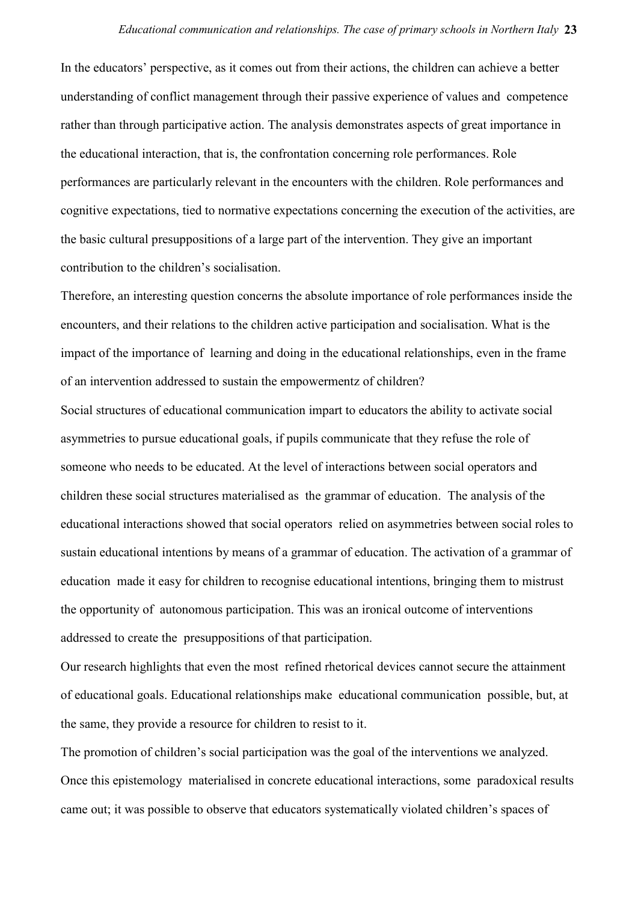In the educators' perspective, as it comes out from their actions, the children can achieve a better understanding of conflict management through their passive experience of values and competence rather than through participative action. The analysis demonstrates aspects of great importance in the educational interaction, that is, the confrontation concerning role performances. Role performances are particularly relevant in the encounters with the children. Role performances and cognitive expectations, tied to normative expectations concerning the execution of the activities, are the basic cultural presuppositions of a large part of the intervention. They give an important contribution to the children's socialisation.

Therefore, an interesting question concerns the absolute importance of role performances inside the encounters, and their relations to the children active participation and socialisation. What is the impact of the importance of learning and doing in the educational relationships, even in the frame of an intervention addressed to sustain the empowermentz of children?

Social structures of educational communication impart to educators the ability to activate social asymmetries to pursue educational goals, if pupils communicate that they refuse the role of someone who needs to be educated. At the level of interactions between social operators and children these social structures materialised as the grammar of education. The analysis of the educational interactions showed that social operators relied on asymmetries between social roles to sustain educational intentions by means of a grammar of education. The activation of a grammar of education made it easy for children to recognise educational intentions, bringing them to mistrust the opportunity of autonomous participation. This was an ironical outcome of interventions addressed to create the presuppositions of that participation.

Our research highlights that even the most refined rhetorical devices cannot secure the attainment of educational goals. Educational relationships make educational communication possible, but, at the same, they provide a resource for children to resist to it.

The promotion of children's social participation was the goal of the interventions we analyzed. Once this epistemology materialised in concrete educational interactions, some paradoxical results came out; it was possible to observe that educators systematically violated children's spaces of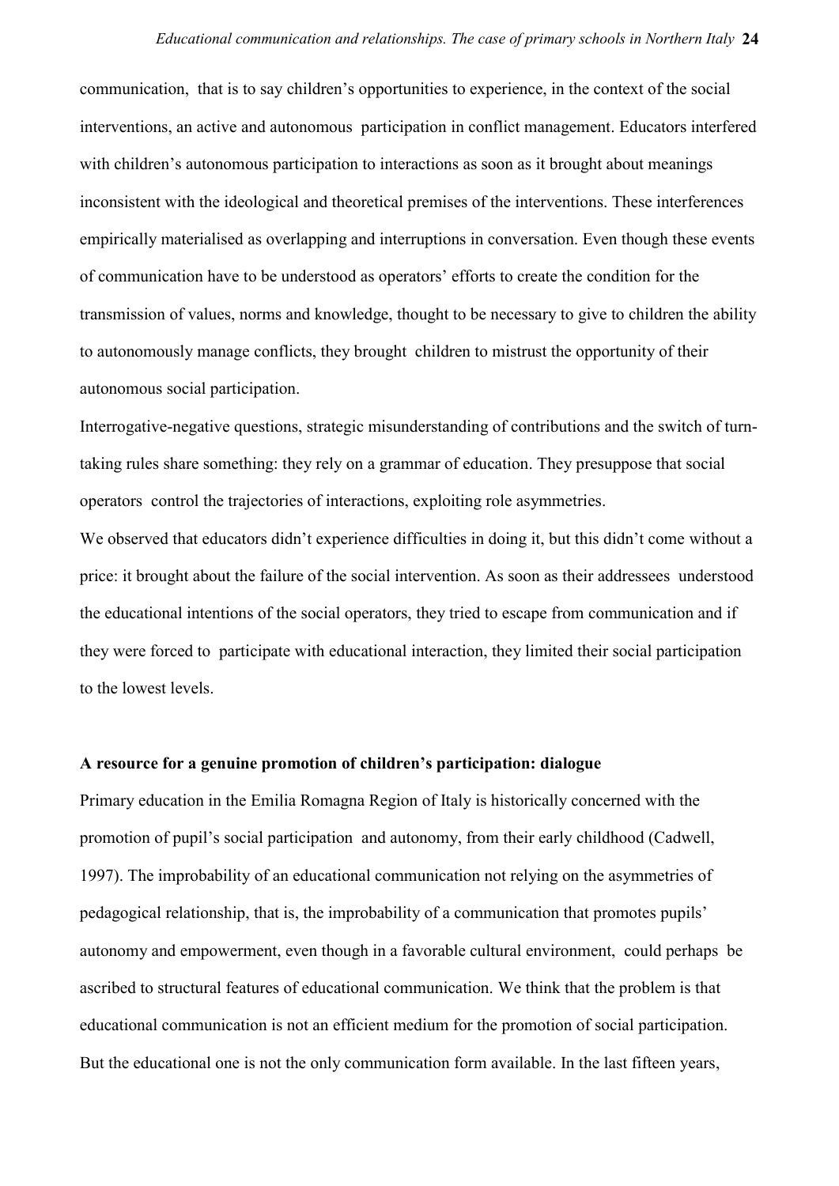communication, that is to say children's opportunities to experience, in the context of the social interventions, an active and autonomous participation in conflict management. Educators interfered with children's autonomous participation to interactions as soon as it brought about meanings inconsistent with the ideological and theoretical premises of the interventions. These interferences empirically materialised as overlapping and interruptions in conversation. Even though these events of communication have to be understood as operators' efforts to create the condition for the transmission of values, norms and knowledge, thought to be necessary to give to children the ability to autonomously manage conflicts, they brought children to mistrust the opportunity of their autonomous social participation.

Interrogative-negative questions, strategic misunderstanding of contributions and the switch of turn-taking rules share something: they rely on a grammar of education. They presuppose that social operators control the trajectories of interactions, exploiting role asymmetries.

We observed that educators didn't experience difficulties in doing it, but this didn't come without a price: it brought about the failure of the social intervention. As soon as their addressees understood the educational intentions of the social operators, they tried to escape from communication and if they were forced to participate with educational interaction, they limited their social participation to the lowest levels.

**A resource for a genuine promotion of children's participation: dialogue**

Primary education in the Emilia Romagna Region of Italy is historically concerned with the promotion of pupil's social participation and autonomy, from their early childhood (Cadwell, 1997). The improbability of an educational communication not relying on the asymmetries of pedagogical relationship, that is, the improbability of a communication that promotes pupils' autonomy and empowerment, even though in a favorable cultural environment, could perhaps be ascribed to structural features of educational communication. We think that the problem is that educational communication is not an efficient medium for the promotion of social participation. But the educational one is not the only communication form available. In the last fifteen years,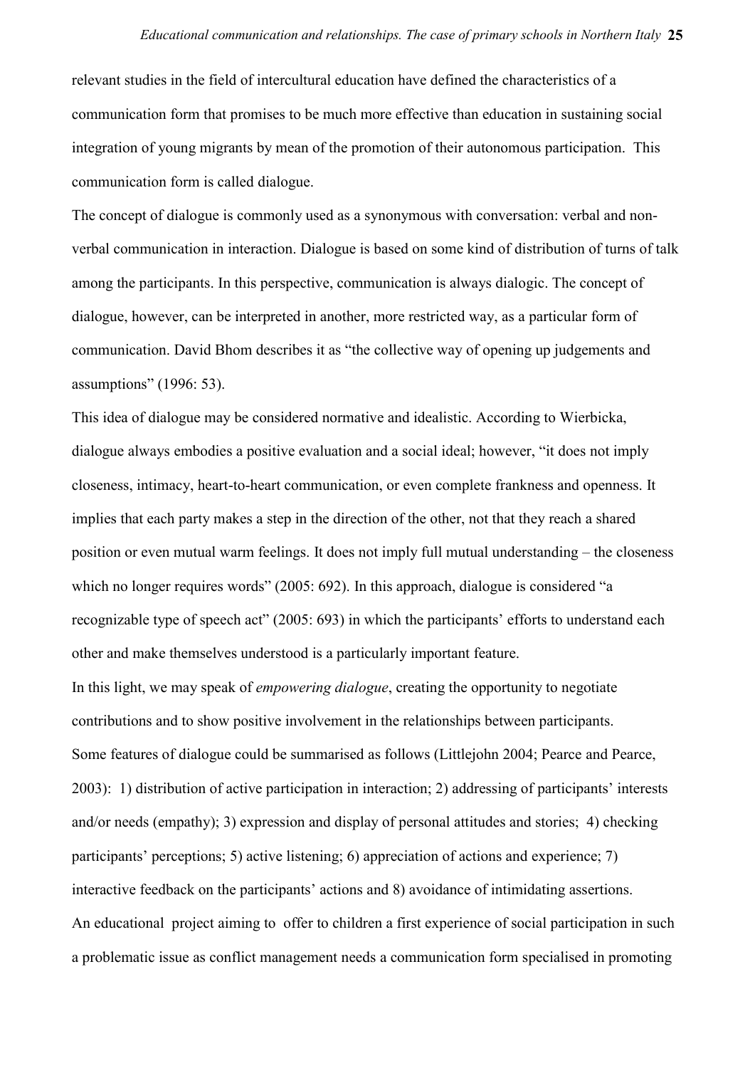relevant studies in the field of intercultural education have defined the characteristics of a communication form that promises to be much more effective than education in sustaining social integration of young migrants by mean of the promotion of their autonomous participation. This communication form is called dialogue.

The concept of dialogue is commonly used as a synonymous with conversation: verbal and non-verbal communication in interaction. Dialogue is based on some kind of distribution of turns of talk among the participants. In this perspective, communication is always dialogic. The concept of dialogue, however, can be interpreted in another, more restricted way, as a particular form of communication. David Bhom describes it as "the collective way of opening up judgements and assumptions" (1996: 53).

This idea of dialogue may be considered normative and idealistic. According to Wierbicka, dialogue always embodies a positive evaluation and a social ideal; however, "it does not imply closeness, intimacy, heart-to-heart communication, or even complete frankness and openness. It implies that each party makes a step in the direction of the other, not that they reach a shared position or even mutual warm feelings. It does not imply full mutual understanding – the closeness which no longer requires words" (2005: 692). In this approach, dialogue is considered "a recognizable type of speech act" (2005: 693) in which the participants' efforts to understand each other and make themselves understood is a particularly important feature.

In this light, we may speak of *empowering dialogue*, creating the opportunity to negotiate contributions and to show positive involvement in the relationships between participants.

Some features of dialogue could be summarised as follows (Littlejohn 2004; Pearce and Pearce, 2003): 1) distribution of active participation in interaction; 2) addressing of participants' interests and/or needs (empathy); 3) expression and display of personal attitudes and stories; 4) checking participants' perceptions; 5) active listening; 6) appreciation of actions and experience; 7) interactive feedback on the participants' actions and 8) avoidance of intimidating assertions.

An educational project aiming to offer to children a first experience of social participation in such a problematic issue as conflict management needs a communication form specialised in promoting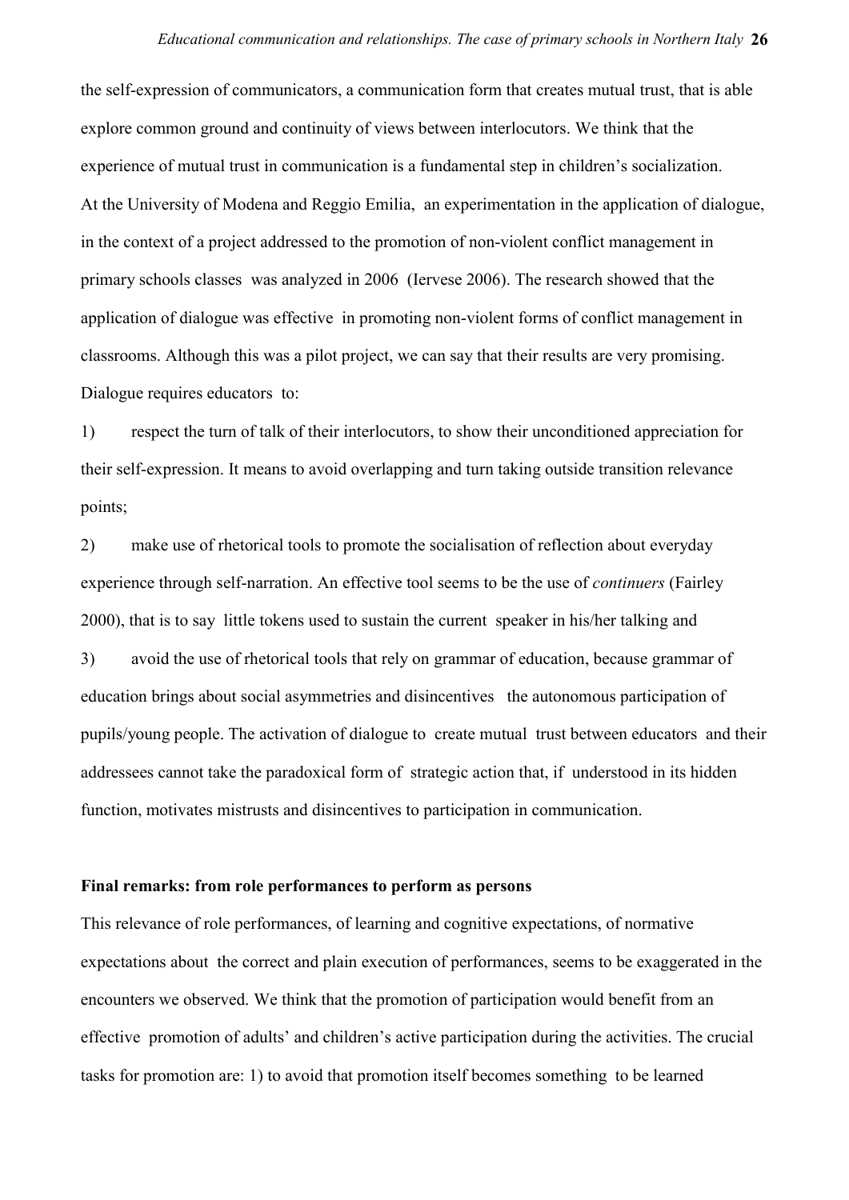the self-expression of communicators, a communication form that creates mutual trust, that is able explore common ground and continuity of views between interlocutors. We think that the experience of mutual trust in communication is a fundamental step in children's socialization. At the University of Modena and Reggio Emilia, an experimentation in the application of dialogue, in the context of a project addressed to the promotion of non-violent conflict management in primary schools classes was analyzed in 2006 (Iervese 2006). The research showed that the application of dialogue was effective in promoting non-violent forms of conflict management in classrooms. Although this was a pilot project, we can say that their results are very promising. Dialogue requires educators to:

1) respect the turn of talk of their interlocutors, to show their unconditioned appreciation for their self-expression. It means to avoid overlapping and turn taking outside transition relevance points;

2) make use of rhetorical tools to promote the socialisation of reflection about everyday experience through self-narration. An effective tool seems to be the use of *continuers* (Fairley 2000), that is to say little tokens used to sustain the current speaker in his/her talking and

3) avoid the use of rhetorical tools that rely on grammar of education, because grammar of education brings about social asymmetries and disincentives the autonomous participation of pupils/young people. The activation of dialogue to create mutual trust between educators and their addressees cannot take the paradoxical form of strategic action that, if understood in its hidden function, motivates mistrusts and disincentives to participation in communication.

**Final remarks: from role performances to perform as persons**

This relevance of role performances, of learning and cognitive expectations, of normative expectations about the correct and plain execution of performances, seems to be exaggerated in the encounters we observed. We think that the promotion of participation would benefit from an effective promotion of adults' and children's active participation during the activities. The crucial tasks for promotion are: 1) to avoid that promotion itself becomes something to be learned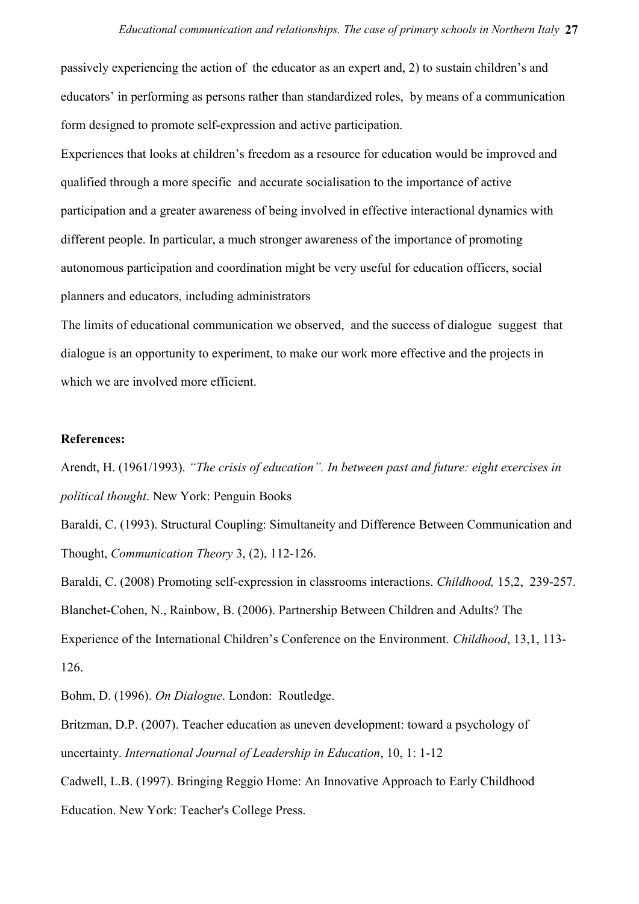passively experiencing the action of the educator as an expert and, 2) to sustain children's and educators' in performing as persons rather than standardized roles, by means of a communication form designed to promote self-expression and active participation.

Experiences that looks at children's freedom as a resource for education would be improved and qualified through a more specific and accurate socialisation to the importance of active participation and a greater awareness of being involved in effective interactional dynamics with different people. In particular, a much stronger awareness of the importance of promoting autonomous participation and coordination might be very useful for education officers, social planners and educators, including administrators

The limits of educational communication we observed, and the success of dialogue suggest that dialogue is an opportunity to experiment, to make our work more effective and the projects in which we are involved more efficient.

**References:**

Arendt, H. (1961/1993). *"The crisis of education". In between past and future: eight exercises in political thought*. New York: Penguin Books

Baraldi, C. (1993). Structural Coupling: Simultaneity and Difference Between Communication and Thought, *Communication Theory* 3, (2), 112-126.

Baraldi, C. (2008) Promoting self-expression in classrooms interactions. *Childhood,* 15,2, 239-257.

Blanchet-Cohen, N., Rainbow, B. (2006). Partnership Between Children and Adults? The Experience of the International Children's Conference on the Environment. *Childhood*, 13,1, 113-126.

Bohm, D. (1996). *On Dialogue*. London: Routledge.

Britzman, D.P. (2007). Teacher education as uneven development: toward a psychology of uncertainty. *International Journal of Leadership in Education*, 10, 1: 1-12

Cadwell, L.B. (1997). Bringing Reggio Home: An Innovative Approach to Early Childhood Education. New York: Teacher's College Press.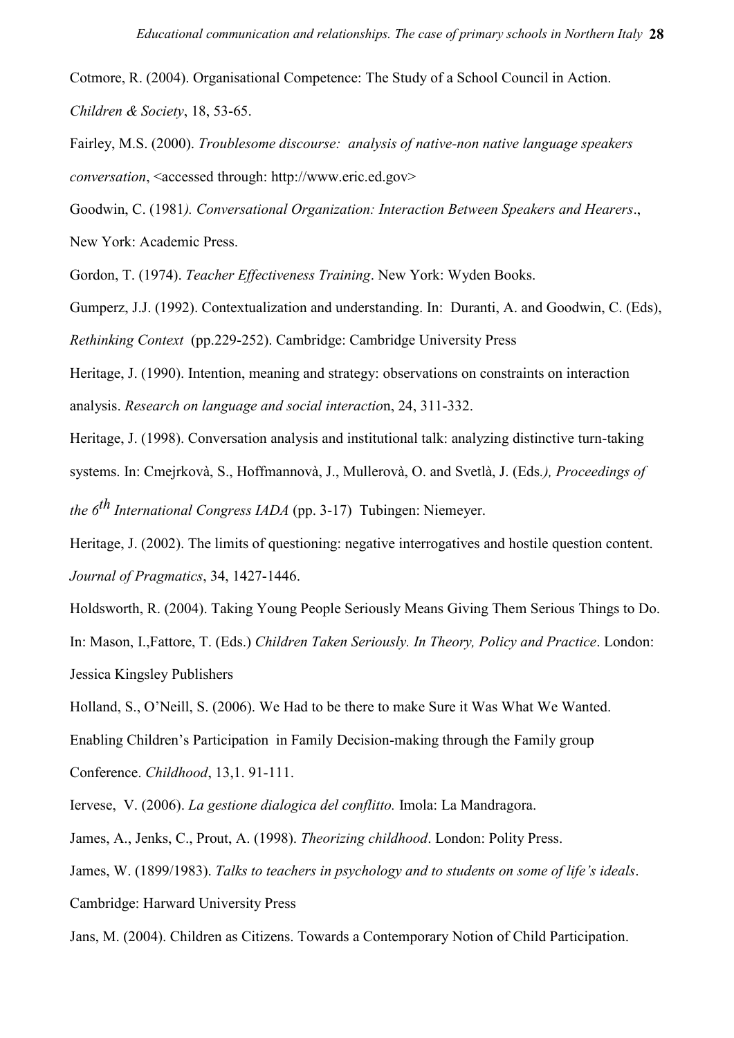Cotmore, R. (2004). Organisational Competence: The Study of a School Council in Action. *Children & Society*, 18, 53-65.

Fairley, M.S. (2000). *Troublesome discourse: analysis of native-non native language speakers conversation*, <accessed through: http://www.eric.ed.gov>

Goodwin, C. (1981*). Conversational Organization: Interaction Between Speakers and Hearers*., New York: Academic Press.

Gordon, T. (1974). *Teacher Effectiveness Training*. New York: Wyden Books.

Gumperz, J.J. (1992). Contextualization and understanding. In: Duranti, A. and Goodwin, C. (Eds), *Rethinking Context* (pp.229-252). Cambridge: Cambridge University Press

Heritage, J. (1990). Intention, meaning and strategy: observations on constraints on interaction analysis. *Research on language and social interactio*n, 24, 311-332.

Heritage, J. (1998). Conversation analysis and institutional talk: analyzing distinctive turn-taking systems. In: Cmejrkovà, S., Hoffmannovà, J., Mullerovà, O. and Svetlà, J. (Eds*.), Proceedings of the 6th International Congress IADA* (pp. 3-17) Tubingen: Niemeyer.

Heritage, J. (2002). The limits of questioning: negative interrogatives and hostile question content. *Journal of Pragmatics*, 34, 1427-1446.

Holdsworth, R. (2004). Taking Young People Seriously Means Giving Them Serious Things to Do. In: Mason, I.,Fattore, T. (Eds.) *Children Taken Seriously. In Theory, Policy and Practice*. London: Jessica Kingsley Publishers

Holland, S., O'Neill, S. (2006). We Had to be there to make Sure it Was What We Wanted. Enabling Children's Participation in Family Decision-making through the Family group Conference. *Childhood*, 13,1. 91-111.

Iervese, V. (2006). *La gestione dialogica del conflitto.* Imola: La Mandragora.

James, A., Jenks, C., Prout, A. (1998). *Theorizing childhood*. London: Polity Press.

James, W. (1899/1983). *Talks to teachers in psychology and to students on some of life's ideals*. Cambridge: Harward University Press

Jans, M. (2004). Children as Citizens. Towards a Contemporary Notion of Child Participation.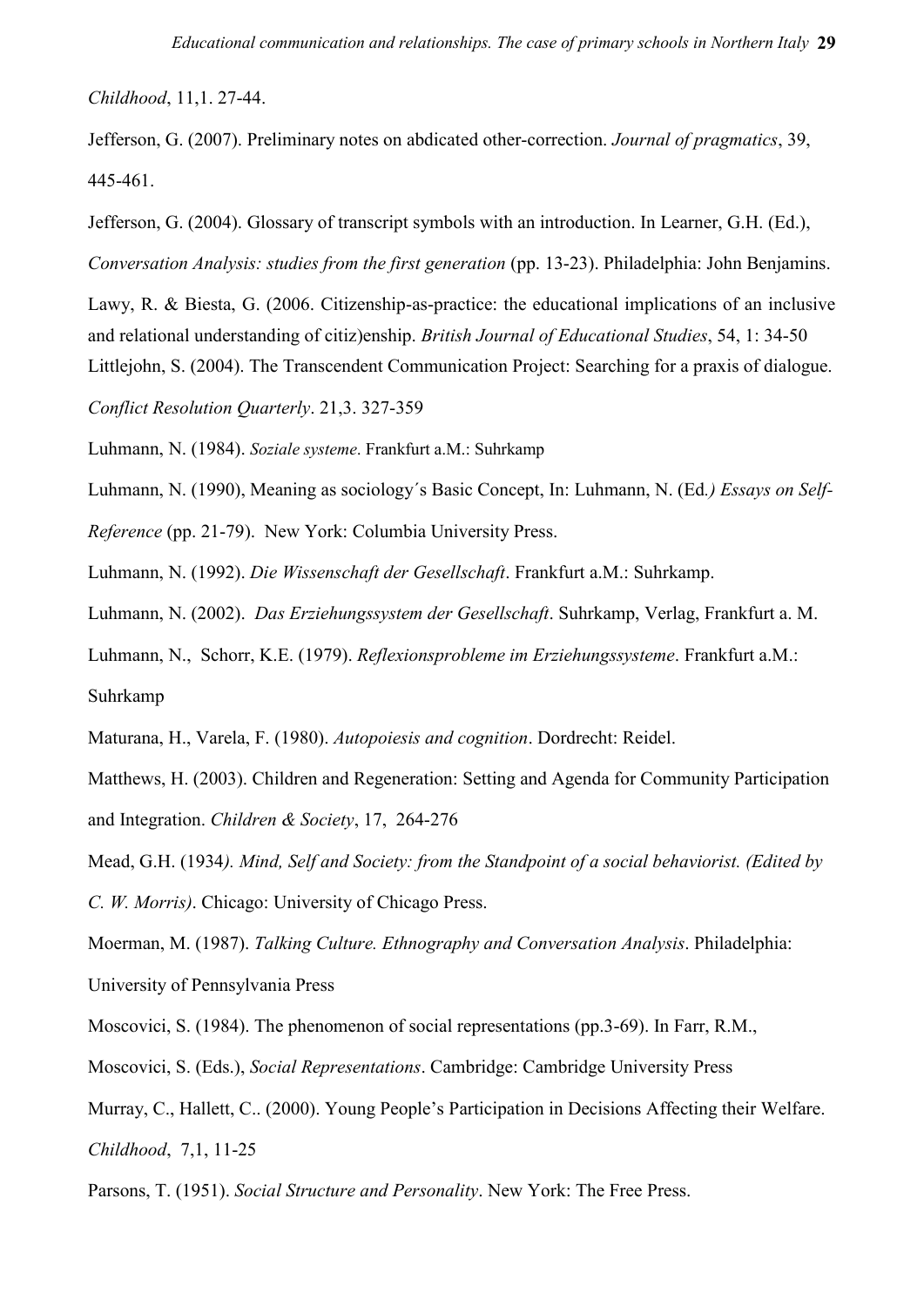*Childhood*, 11,1. 27-44.

Jefferson, G. (2007). Preliminary notes on abdicated other-correction. *Journal of pragmatics*, 39, 445-461.

Jefferson, G. (2004). Glossary of transcript symbols with an introduction. In Learner, G.H. (Ed.), *Conversation Analysis: studies from the first generation* (pp. 13-23). Philadelphia: John Benjamins.

Lawy, R. & Biesta, G. (2006. Citizenship-as-practice: the educational implications of an inclusive and relational understanding of citiz)enship. *British Journal of Educational Studies*, 54, 1: 34-50

Littlejohn, S. (2004). The Transcendent Communication Project: Searching for a praxis of dialogue. *Conflict Resolution Quarterly*. 21,3. 327-359

Luhmann, N. (1984). *Soziale systeme*. Frankfurt a.M.: Suhrkamp

Luhmann, N. (1990), Meaning as sociology´s Basic Concept, In: Luhmann, N. (Ed*.) Essays on Self-Reference* (pp. 21-79). New York: Columbia University Press.

Luhmann, N. (1992). *Die Wissenschaft der Gesellschaft*. Frankfurt a.M.: Suhrkamp.

Luhmann, N. (2002). *Das Erziehungssystem der Gesellschaft*. Suhrkamp, Verlag, Frankfurt a. M.

Luhmann, N., Schorr, K.E. (1979). *Reflexionsprobleme im Erziehungssysteme*. Frankfurt a.M.: Suhrkamp

Maturana, H., Varela, F. (1980). *Autopoiesis and cognition*. Dordrecht: Reidel.

Matthews, H. (2003). Children and Regeneration: Setting and Agenda for Community Participation and Integration. *Children & Society*, 17, 264-276

Mead, G.H. (1934*). Mind, Self and Society: from the Standpoint of a social behaviorist. (Edited by C. W. Morris)*. Chicago: University of Chicago Press.

Moerman, M. (1987). *Talking Culture. Ethnography and Conversation Analysis*. Philadelphia: University of Pennsylvania Press

Moscovici, S. (1984). The phenomenon of social representations (pp.3-69). In Farr, R.M., Moscovici, S. (Eds.), *Social Representations*. Cambridge: Cambridge University Press

Murray, C., Hallett, C.. (2000). Young People's Participation in Decisions Affecting their Welfare. *Childhood*, 7,1, 11-25

Parsons, T. (1951). *Social Structure and Personality*. New York: The Free Press.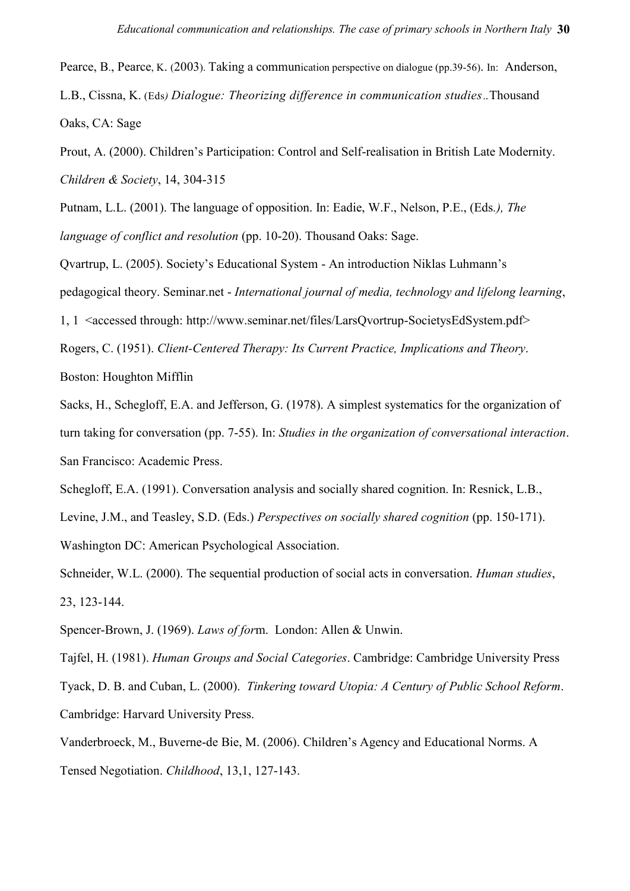Pearce, B., Pearce, K. (2003). Taking a communication perspective on dialogue (pp.39-56). In: Anderson, L.B., Cissna, K. (Eds) *Dialogue: Theorizing difference in communication studies*..Thousand Oaks, CA: Sage

Prout, A. (2000). Children's Participation: Control and Self-realisation in British Late Modernity. *Children & Society*, 14, 304-315

Putnam, L.L. (2001). The language of opposition. In: Eadie, W.F., Nelson, P.E., (Eds.*), The language of conflict and resolution* (pp. 10-20). Thousand Oaks: Sage.

Qvartrup, L. (2005). Society's Educational System - An introduction Niklas Luhmann's pedagogical theory. Seminar.net - *International journal of media, technology and lifelong learning*, 1, 1 <accessed through: http://www.seminar.net/files/LarsQvortrup-SocietysEdSystem.pdf>

Rogers, C. (1951). *Client-Centered Therapy: Its Current Practice, Implications and Theory*. Boston: Houghton Mifflin

Sacks, H., Schegloff, E.A. and Jefferson, G. (1978). A simplest systematics for the organization of turn taking for conversation (pp. 7-55). In: *Studies in the organization of conversational interaction*. San Francisco: Academic Press.

Schegloff, E.A. (1991). Conversation analysis and socially shared cognition. In: Resnick, L.B., Levine, J.M., and Teasley, S.D. (Eds.) *Perspectives on socially shared cognition* (pp. 150-171). Washington DC: American Psychological Association.

Schneider, W.L. (2000). The sequential production of social acts in conversation. *Human studies*, 23, 123-144.

Spencer-Brown, J. (1969). *Laws of for*m. London: Allen & Unwin.

Tajfel, H. (1981). *Human Groups and Social Categories*. Cambridge: Cambridge University Press

Tyack, D. B. and Cuban, L. (2000). *Tinkering toward Utopia: A Century of Public School Reform*. Cambridge: Harvard University Press.

Vanderbroeck, M., Buverne-de Bie, M. (2006). Children's Agency and Educational Norms. A Tensed Negotiation. *Childhood*, 13,1, 127-143.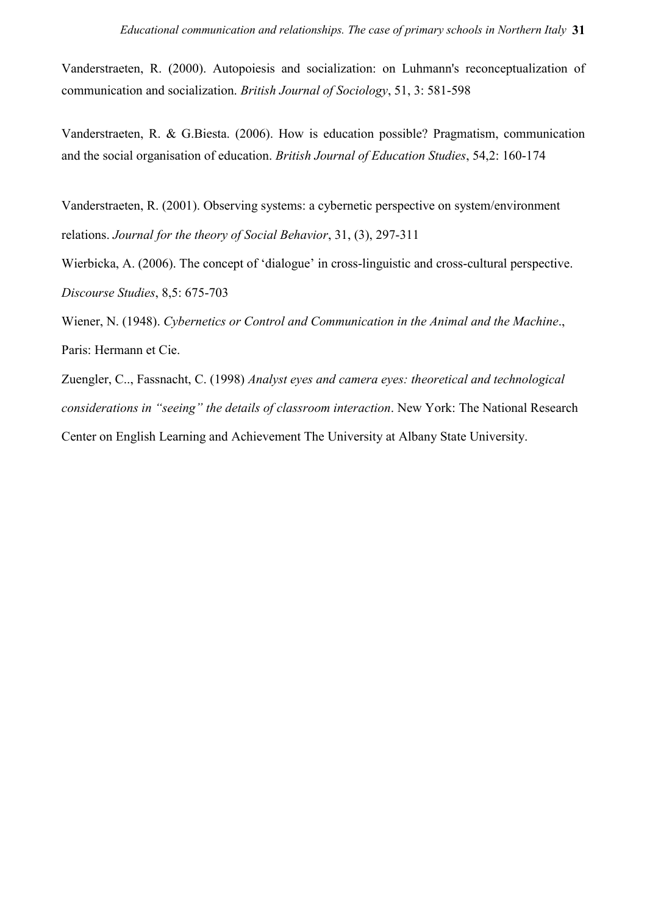Vanderstraeten, R. (2000). Autopoiesis and socialization: on Luhmann's reconceptualization of communication and socialization. *British Journal of Sociology*, 51, 3: 581-598

Vanderstraeten, R. & G.Biesta. (2006). How is education possible? Pragmatism, communication and the social organisation of education. *British Journal of Education Studies*, 54,2: 160-174

Vanderstraeten, R. (2001). Observing systems: a cybernetic perspective on system/environment relations. *Journal for the theory of Social Behavior*, 31, (3), 297-311

Wierbicka, A. (2006). The concept of 'dialogue' in cross-linguistic and cross-cultural perspective. *Discourse Studies*, 8,5: 675-703

Wiener, N. (1948). *Cybernetics or Control and Communication in the Animal and the Machine*., Paris: Hermann et Cie.

Zuengler, C.., Fassnacht, C. (1998) *Analyst eyes and camera eyes: theoretical and technological considerations in "seeing" the details of classroom interaction*. New York: The National Research Center on English Learning and Achievement The University at Albany State University.